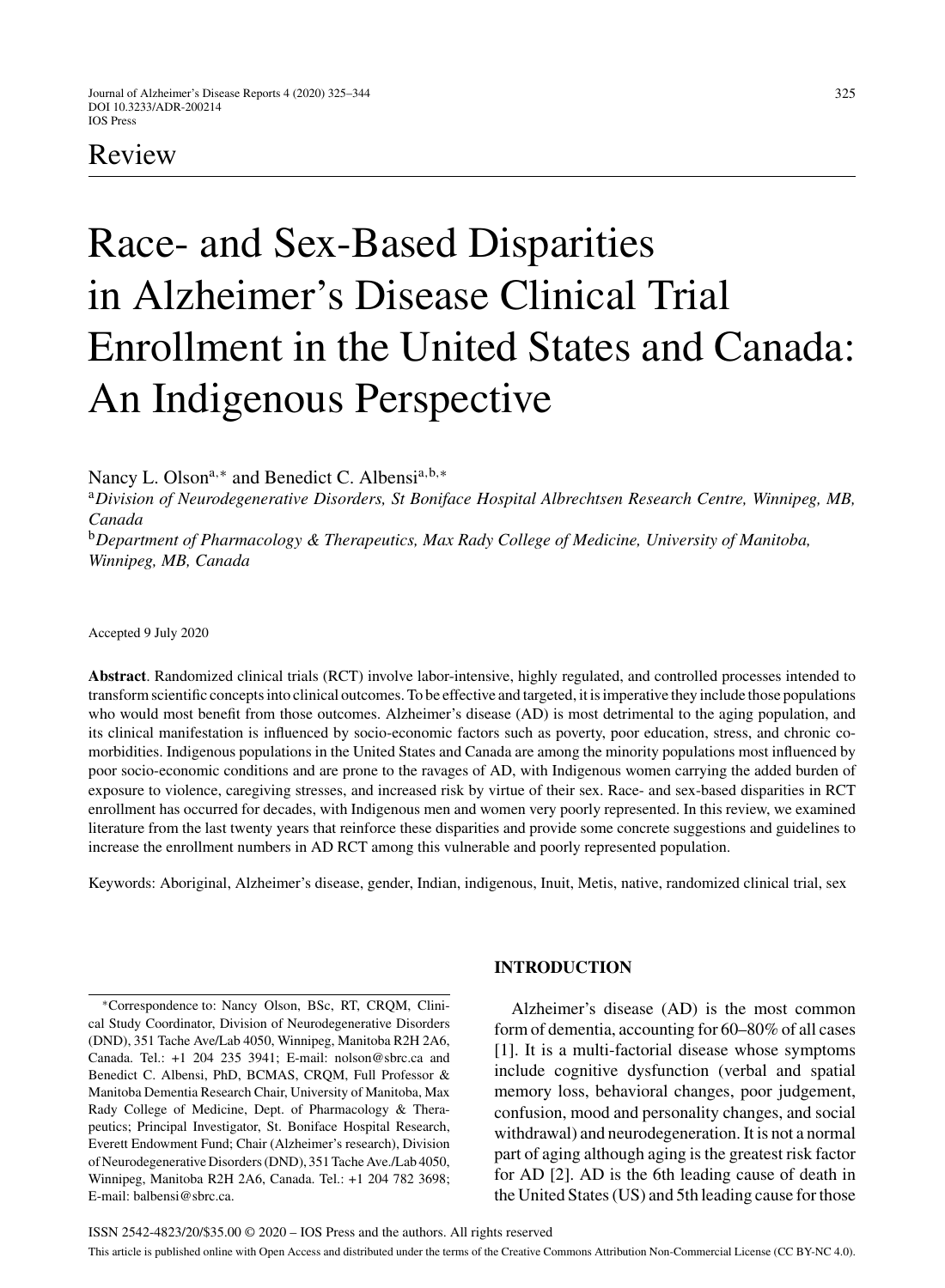## Review

# Race- and Sex-Based Disparities in Alzheimer's Disease Clinical Trial Enrollment in the United States and Canada: An Indigenous Perspective

Nancy L. Olson[a,*] and Benedict C. Albensi[a,b,*]

[a] *Division of Neurodegenerative Disorders, St Boniface Hospital Albrechtsen Research Centre, Winnipeg, MB, Canada*

[b] *Department of Pharmacology & Therapeutics, Max Rady College of Medicine, University of Manitoba, Winnipeg, MB, Canada*

Accepted 9 July 2020

**Abstract**. Randomized clinical trials (RCT) involve labor-intensive, highly regulated, and controlled processes intended to transform scientific concepts into clinical outcomes. To be effective and targeted, it is imperative they include those populations who would most benefit from those outcomes. Alzheimer's disease (AD) is most detrimental to the aging population, and its clinical manifestation is influenced by socio-economic factors such as poverty, poor education, stress, and chronic co-morbidities. Indigenous populations in the United States and Canada are among the minority populations most influenced by poor socio-economic conditions and are prone to the ravages of AD, with Indigenous women carrying the added burden of exposure to violence, caregiving stresses, and increased risk by virtue of their sex. Race- and sex-based disparities in RCT enrollment has occurred for decades, with Indigenous men and women very poorly represented. In this review, we examined literature from the last twenty years that reinforce these disparities and provide some concrete suggestions and guidelines to increase the enrollment numbers in AD RCT among this vulnerable and poorly represented population.

Keywords: Aboriginal, Alzheimer's disease, gender, Indian, indigenous, Inuit, Metis, native, randomized clinical trial, sex

## INTRODUCTION

Alzheimer's disease (AD) is the most common form of dementia, accounting for 60–80% of all cases [1]. It is a multi-factorial disease whose symptoms include cognitive dysfunction (verbal and spatial memory loss, behavioral changes, poor judgement, confusion, mood and personality changes, and social withdrawal) and neurodegeneration. It is not a normal part of aging although aging is the greatest risk factor for AD [2]. AD is the 6th leading cause of death in the United States (US) and 5th leading cause for those

*Correspondence to: Nancy Olson, BSc, RT, CRQM, Clinical Study Coordinator, Division of Neurodegenerative Disorders (DND), 351 Tache Ave/Lab 4050, Winnipeg, Manitoba R2H 2A6, Canada. Tel.: +1 204 235 3941; E-mail: nolson@sbrc.ca and Benedict C. Albensi, PhD, BCMAS, CRQM, Full Professor & Manitoba Dementia Research Chair, University of Manitoba, Max Rady College of Medicine, Dept. of Pharmacology & Therapeutics; Principal Investigator, St. Boniface Hospital Research, Everett Endowment Fund; Chair (Alzheimer's research), Division of Neurodegenerative Disorders (DND), 351 Tache Ave./Lab 4050, Winnipeg, Manitoba R2H 2A6, Canada. Tel.: +1 204 782 3698; E-mail: balbensi@sbrc.ca.

ISSN 2542-4823/20/$35.00 © 2020 – IOS Press and the authors. All rights reserved

This article is published online with Open Access and distributed under the terms of the Creative Commons Attribution Non-Commercial License (CC BY-NC 4.0).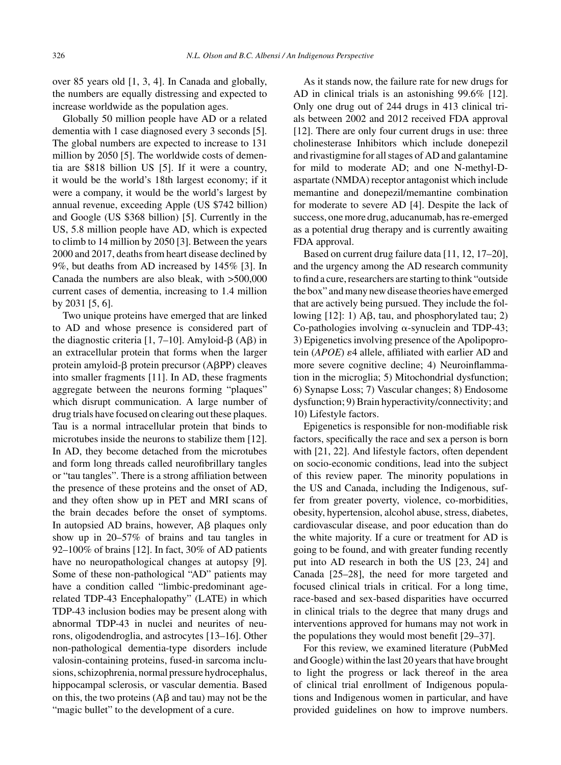over 85 years old [1, 3, 4]. In Canada and globally, the numbers are equally distressing and expected to increase worldwide as the population ages.

Globally 50 million people have AD or a related dementia with 1 case diagnosed every 3 seconds [5]. The global numbers are expected to increase to 131 million by 2050 [5]. The worldwide costs of dementia are \$818 billion US [5]. If it were a country, it would be the world's 18th largest economy; if it were a company, it would be the world's largest by annual revenue, exceeding Apple (US \$742 billion) and Google (US \$368 billion) [5]. Currently in the US, 5.8 million people have AD, which is expected to climb to 14 million by 2050 [3]. Between the years 2000 and 2017, deaths from heart disease declined by 9%, but deaths from AD increased by 145% [3]. In Canada the numbers are also bleak, with >500,000 current cases of dementia, increasing to 1.4 million by 2031 [5, 6].

Two unique proteins have emerged that are linked to AD and whose presence is considered part of the diagnostic criteria [1, 7–10]. Amyloid-β (Aβ) in an extracellular protein that forms when the larger protein amyloid-β protein precursor (AβPP) cleaves into smaller fragments [11]. In AD, these fragments aggregate between the neurons forming "plaques" which disrupt communication. A large number of drug trials have focused on clearing out these plaques. Tau is a normal intracellular protein that binds to microtubes inside the neurons to stabilize them [12]. In AD, they become detached from the microtubes and form long threads called neurofibrillary tangles or "tau tangles". There is a strong affiliation between the presence of these proteins and the onset of AD, and they often show up in PET and MRI scans of the brain decades before the onset of symptoms. In autopsied AD brains, however, Aβ plaques only show up in 20–57% of brains and tau tangles in 92–100% of brains [12]. In fact, 30% of AD patients have no neuropathological changes at autopsy [9]. Some of these non-pathological "AD" patients may have a condition called "limbic-predominant age-related TDP-43 Encephalopathy" (LATE) in which TDP-43 inclusion bodies may be present along with abnormal TDP-43 in nuclei and neurites of neurons, oligodendroglia, and astrocytes [13–16]. Other non-pathological dementia-type disorders include valosin-containing proteins, fused-in sarcoma inclusions, schizophrenia, normal pressure hydrocephalus, hippocampal sclerosis, or vascular dementia. Based on this, the two proteins (Aβ and tau) may not be the "magic bullet" to the development of a cure.

As it stands now, the failure rate for new drugs for AD in clinical trials is an astonishing 99.6% [12]. Only one drug out of 244 drugs in 413 clinical trials between 2002 and 2012 received FDA approval [12]. There are only four current drugs in use: three cholinesterase Inhibitors which include donepezil and rivastigmine for all stages of AD and galantamine for mild to moderate AD; and one N-methyl-D-aspartate (NMDA) receptor antagonist which include memantine and donepezil/memantine combination for moderate to severe AD [4]. Despite the lack of success, one more drug, aducanumab, has re-emerged as a potential drug therapy and is currently awaiting FDA approval.

Based on current drug failure data [11, 12, 17–20], and the urgency among the AD research community to find a cure, researchers are starting to think "outside the box" and many new disease theories have emerged that are actively being pursued. They include the following [12]: 1) Aβ, tau, and phosphorylated tau; 2) Co-pathologies involving α-synuclein and TDP-43; 3) Epigenetics involving presence of the Apolipoprotein (*APOE*) ε4 allele, affiliated with earlier AD and more severe cognitive decline; 4) Neuroinflammation in the microglia; 5) Mitochondrial dysfunction; 6) Synapse Loss; 7) Vascular changes; 8) Endosome dysfunction; 9) Brain hyperactivity/connectivity; and 10) Lifestyle factors.

Epigenetics is responsible for non-modifiable risk factors, specifically the race and sex a person is born with [21, 22]. And lifestyle factors, often dependent on socio-economic conditions, lead into the subject of this review paper. The minority populations in the US and Canada, including the Indigenous, suffer from greater poverty, violence, co-morbidities, obesity, hypertension, alcohol abuse, stress, diabetes, cardiovascular disease, and poor education than do the white majority. If a cure or treatment for AD is going to be found, and with greater funding recently put into AD research in both the US [23, 24] and Canada [25–28], the need for more targeted and focused clinical trials in critical. For a long time, race-based and sex-based disparities have occurred in clinical trials to the degree that many drugs and interventions approved for humans may not work in the populations they would most benefit [29–37].

For this review, we examined literature (PubMed and Google) within the last 20 years that have brought to light the progress or lack thereof in the area of clinical trial enrollment of Indigenous populations and Indigenous women in particular, and have provided guidelines on how to improve numbers.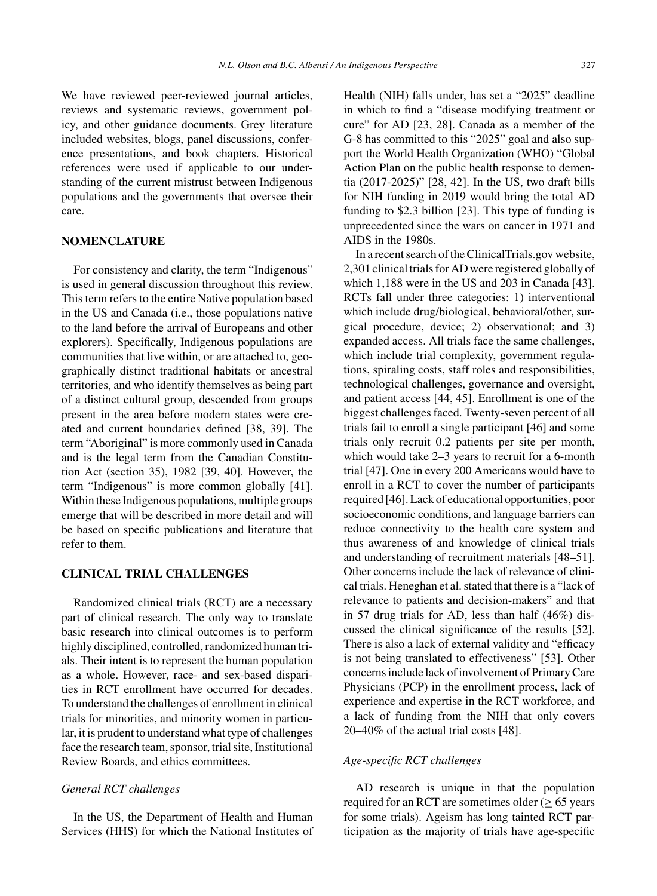We have reviewed peer-reviewed journal articles, reviews and systematic reviews, government policy, and other guidance documents. Grey literature included websites, blogs, panel discussions, conference presentations, and book chapters. Historical references were used if applicable to our understanding of the current mistrust between Indigenous populations and the governments that oversee their care.

## NOMENCLATURE

For consistency and clarity, the term "Indigenous" is used in general discussion throughout this review. This term refers to the entire Native population based in the US and Canada (i.e., those populations native to the land before the arrival of Europeans and other explorers). Specifically, Indigenous populations are communities that live within, or are attached to, geographically distinct traditional habitats or ancestral territories, and who identify themselves as being part of a distinct cultural group, descended from groups present in the area before modern states were created and current boundaries defined [38, 39]. The term "Aboriginal" is more commonly used in Canada and is the legal term from the Canadian Constitution Act (section 35), 1982 [39, 40]. However, the term "Indigenous" is more common globally [41]. Within these Indigenous populations, multiple groups emerge that will be described in more detail and will be based on specific publications and literature that refer to them.

## CLINICAL TRIAL CHALLENGES

Randomized clinical trials (RCT) are a necessary part of clinical research. The only way to translate basic research into clinical outcomes is to perform highly disciplined, controlled, randomized human trials. Their intent is to represent the human population as a whole. However, race- and sex-based disparities in RCT enrollment have occurred for decades. To understand the challenges of enrollment in clinical trials for minorities, and minority women in particular, it is prudent to understand what type of challenges face the research team, sponsor, trial site, Institutional Review Boards, and ethics committees.

### *General RCT challenges*

In the US, the Department of Health and Human Services (HHS) for which the National Institutes of Health (NIH) falls under, has set a "2025" deadline in which to find a "disease modifying treatment or cure" for AD [23, 28]. Canada as a member of the G-8 has committed to this "2025" goal and also support the World Health Organization (WHO) "Global Action Plan on the public health response to dementia (2017-2025)" [28, 42]. In the US, two draft bills for NIH funding in 2019 would bring the total AD funding to $2.3 billion [23]. This type of funding is unprecedented since the wars on cancer in 1971 and AIDS in the 1980s.

In a recent search of the ClinicalTrials.gov website, 2,301 clinical trials for AD were registered globally of which 1,188 were in the US and 203 in Canada [43]. RCTs fall under three categories: 1) interventional which include drug/biological, behavioral/other, surgical procedure, device; 2) observational; and 3) expanded access. All trials face the same challenges, which include trial complexity, government regulations, spiraling costs, staff roles and responsibilities, technological challenges, governance and oversight, and patient access [44, 45]. Enrollment is one of the biggest challenges faced. Twenty-seven percent of all trials fail to enroll a single participant [46] and some trials only recruit 0.2 patients per site per month, which would take 2–3 years to recruit for a 6-month trial [47]. One in every 200 Americans would have to enroll in a RCT to cover the number of participants required [46]. Lack of educational opportunities, poor socioeconomic conditions, and language barriers can reduce connectivity to the health care system and thus awareness of and knowledge of clinical trials and understanding of recruitment materials [48–51]. Other concerns include the lack of relevance of clinical trials. Heneghan et al. stated that there is a "lack of relevance to patients and decision-makers" and that in 57 drug trials for AD, less than half (46%) discussed the clinical significance of the results [52]. There is also a lack of external validity and "efficacy is not being translated to effectiveness" [53]. Other concerns include lack of involvement of Primary Care Physicians (PCP) in the enrollment process, lack of experience and expertise in the RCT workforce, and a lack of funding from the NIH that only covers 20–40% of the actual trial costs [48].

### *Age-specific RCT challenges*

AD research is unique in that the population required for an RCT are sometimes older ($\geq$ 65 years for some trials). Ageism has long tainted RCT participation as the majority of trials have age-specific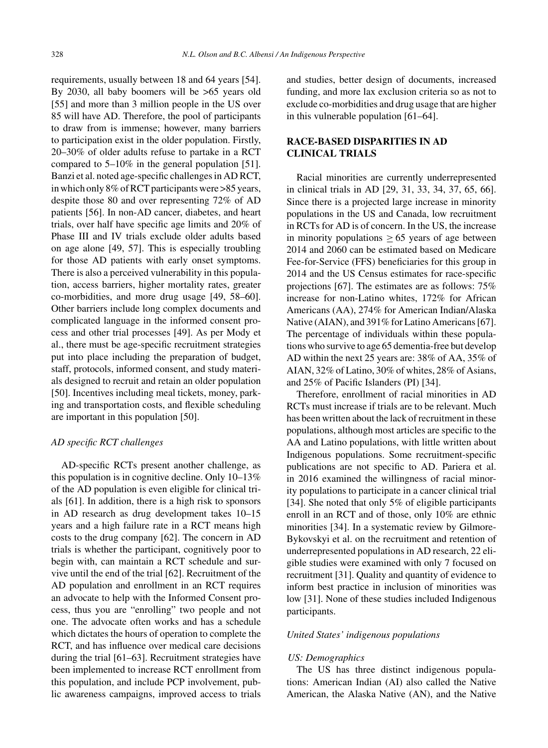requirements, usually between 18 and 64 years [54]. By 2030, all baby boomers will be >65 years old [55] and more than 3 million people in the US over 85 will have AD. Therefore, the pool of participants to draw from is immense; however, many barriers to participation exist in the older population. Firstly, 20–30% of older adults refuse to partake in a RCT compared to 5–10% in the general population [51]. Banzi et al. noted age-specific challenges in AD RCT, in which only 8% of RCT participants were >85 years, despite those 80 and over representing 72% of AD patients [56]. In non-AD cancer, diabetes, and heart trials, over half have specific age limits and 20% of Phase III and IV trials exclude older adults based on age alone [49, 57]. This is especially troubling for those AD patients with early onset symptoms. There is also a perceived vulnerability in this population, access barriers, higher mortality rates, greater co-morbidities, and more drug usage [49, 58–60]. Other barriers include long complex documents and complicated language in the informed consent process and other trial processes [49]. As per Mody et al., there must be age-specific recruitment strategies put into place including the preparation of budget, staff, protocols, informed consent, and study materials designed to recruit and retain an older population [50]. Incentives including meal tickets, money, parking and transportation costs, and flexible scheduling are important in this population [50].

### *AD specific RCT challenges*

AD-specific RCTs present another challenge, as this population is in cognitive decline. Only 10–13% of the AD population is even eligible for clinical trials [61]. In addition, there is a high risk to sponsors in AD research as drug development takes 10–15 years and a high failure rate in a RCT means high costs to the drug company [62]. The concern in AD trials is whether the participant, cognitively poor to begin with, can maintain a RCT schedule and survive until the end of the trial [62]. Recruitment of the AD population and enrollment in an RCT requires an advocate to help with the Informed Consent process, thus you are "enrolling" two people and not one. The advocate often works and has a schedule which dictates the hours of operation to complete the RCT, and has influence over medical care decisions during the trial [61–63]. Recruitment strategies have been implemented to increase RCT enrollment from this population, and include PCP involvement, public awareness campaigns, improved access to trials and studies, better design of documents, increased funding, and more lax exclusion criteria so as not to exclude co-morbidities and drug usage that are higher in this vulnerable population [61–64].

## RACE-BASED DISPARITIES IN AD CLINICAL TRIALS

Racial minorities are currently underrepresented in clinical trials in AD [29, 31, 33, 34, 37, 65, 66]. Since there is a projected large increase in minority populations in the US and Canada, low recruitment in RCTs for AD is of concern. In the US, the increase in minority populations $\geq 65$ years of age between 2014 and 2060 can be estimated based on Medicare Fee-for-Service (FFS) beneficiaries for this group in 2014 and the US Census estimates for race-specific projections [67]. The estimates are as follows: 75% increase for non-Latino whites, 172% for African Americans (AA), 274% for American Indian/Alaska Native (AIAN), and 391% for Latino Americans [67]. The percentage of individuals within these populations who survive to age 65 dementia-free but develop AD within the next 25 years are: 38% of AA, 35% of AIAN, 32% of Latino, 30% of whites, 28% of Asians, and 25% of Pacific Islanders (PI) [34].

Therefore, enrollment of racial minorities in AD RCTs must increase if trials are to be relevant. Much has been written about the lack of recruitment in these populations, although most articles are specific to the AA and Latino populations, with little written about Indigenous populations. Some recruitment-specific publications are not specific to AD. Pariera et al. in 2016 examined the willingness of racial minority populations to participate in a cancer clinical trial [34]. She noted that only 5% of eligible participants enroll in an RCT and of those, only 10% are ethnic minorities [34]. In a systematic review by Gilmore-Bykovskyi et al. on the recruitment and retention of underrepresented populations in AD research, 22 eligible studies were examined with only 7 focused on recruitment [31]. Quality and quantity of evidence to inform best practice in inclusion of minorities was low [31]. None of these studies included Indigenous participants.

### *United States' indigenous populations*

#### *US: Demographics*

The US has three distinct indigenous populations: American Indian (AI) also called the Native American, the Alaska Native (AN), and the Native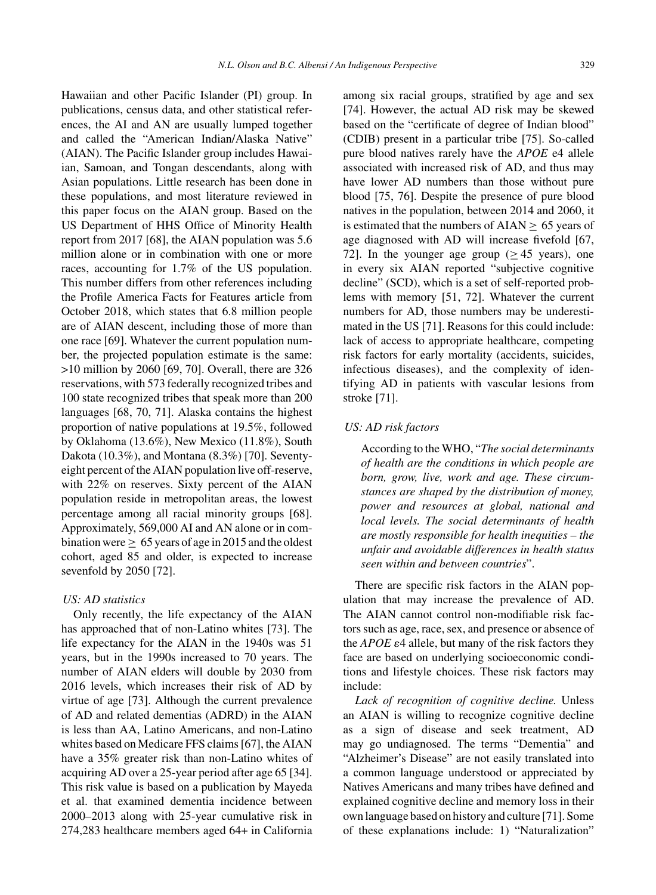Hawaiian and other Pacific Islander (PI) group. In publications, census data, and other statistical references, the AI and AN are usually lumped together and called the "American Indian/Alaska Native" (AIAN). The Pacific Islander group includes Hawaiian, Samoan, and Tongan descendants, along with Asian populations. Little research has been done in these populations, and most literature reviewed in this paper focus on the AIAN group. Based on the US Department of HHS Office of Minority Health report from 2017 [68], the AIAN population was 5.6 million alone or in combination with one or more races, accounting for 1.7% of the US population. This number differs from other references including the Profile America Facts for Features article from October 2018, which states that 6.8 million people are of AIAN descent, including those of more than one race [69]. Whatever the current population number, the projected population estimate is the same: >10 million by 2060 [69, 70]. Overall, there are 326 reservations, with 573 federally recognized tribes and 100 state recognized tribes that speak more than 200 languages [68, 70, 71]. Alaska contains the highest proportion of native populations at 19.5%, followed by Oklahoma (13.6%), New Mexico (11.8%), South Dakota (10.3%), and Montana (8.3%) [70]. Seventy-eight percent of the AIAN population live off-reserve, with 22% on reserves. Sixty percent of the AIAN population reside in metropolitan areas, the lowest percentage among all racial minority groups [68]. Approximately, 569,000 AI and AN alone or in combination were $\geq$ 65 years of age in 2015 and the oldest cohort, aged 85 and older, is expected to increase sevenfold by 2050 [72].

*US: AD statistics*

Only recently, the life expectancy of the AIAN has approached that of non-Latino whites [73]. The life expectancy for the AIAN in the 1940s was 51 years, but in the 1990s increased to 70 years. The number of AIAN elders will double by 2030 from 2016 levels, which increases their risk of AD by virtue of age [73]. Although the current prevalence of AD and related dementias (ADRD) in the AIAN is less than AA, Latino Americans, and non-Latino whites based on Medicare FFS claims [67], the AIAN have a 35% greater risk than non-Latino whites of acquiring AD over a 25-year period after age 65 [34]. This risk value is based on a publication by Mayeda et al. that examined dementia incidence between 2000–2013 along with 25-year cumulative risk in 274,283 healthcare members aged 64+ in California among six racial groups, stratified by age and sex [74]. However, the actual AD risk may be skewed based on the "certificate of degree of Indian blood" (CDIB) present in a particular tribe [75]. So-called pure blood natives rarely have the *APOE* e4 allele associated with increased risk of AD, and thus may have lower AD numbers than those without pure blood [75, 76]. Despite the presence of pure blood natives in the population, between 2014 and 2060, it is estimated that the numbers of AIAN $\geq$ 65 years of age diagnosed with AD will increase fivefold [67, 72]. In the younger age group ($\geq$ 45 years), one in every six AIAN reported "subjective cognitive decline" (SCD), which is a set of self-reported problems with memory [51, 72]. Whatever the current numbers for AD, those numbers may be underestimated in the US [71]. Reasons for this could include: lack of access to appropriate healthcare, competing risk factors for early mortality (accidents, suicides, infectious diseases), and the complexity of identifying AD in patients with vascular lesions from stroke [71].

*US: AD risk factors*

> According to the WHO, "*The social determinants of health are the conditions in which people are born, grow, live, work and age. These circumstances are shaped by the distribution of money, power and resources at global, national and local levels. The social determinants of health are mostly responsible for health inequities – the unfair and avoidable differences in health status seen within and between countries*".

There are specific risk factors in the AIAN population that may increase the prevalence of AD. The AIAN cannot control non-modifiable risk factors such as age, race, sex, and presence or absence of the *APOE* $\varepsilon$4 allele, but many of the risk factors they face are based on underlying socioeconomic conditions and lifestyle choices. These risk factors may include:

*Lack of recognition of cognitive decline.* Unless an AIAN is willing to recognize cognitive decline as a sign of disease and seek treatment, AD may go undiagnosed. The terms "Dementia" and "Alzheimer's Disease" are not easily translated into a common language understood or appreciated by Natives Americans and many tribes have defined and explained cognitive decline and memory loss in their own language based on history and culture [71]. Some of these explanations include: 1) "Naturalization"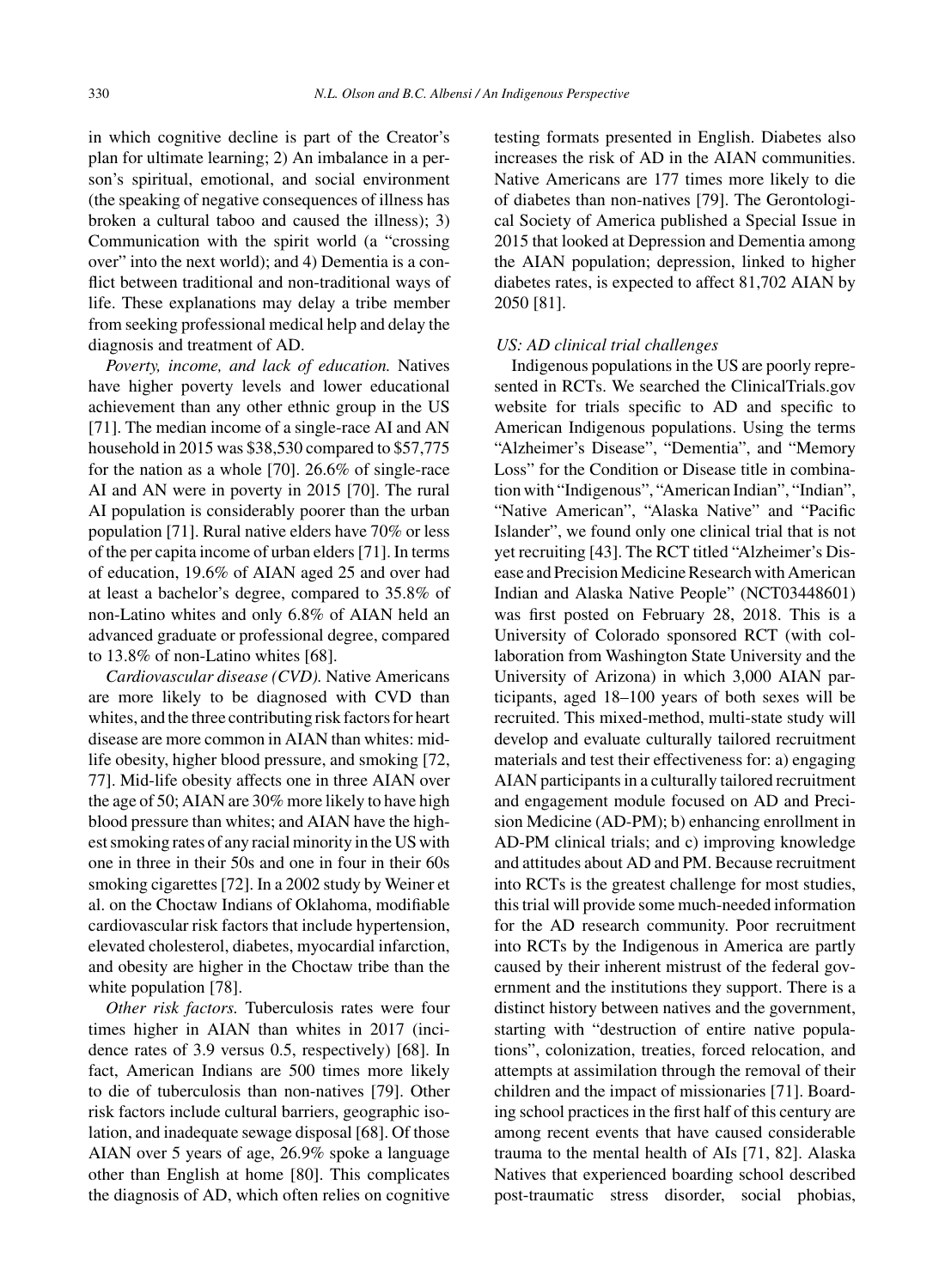in which cognitive decline is part of the Creator's plan for ultimate learning; 2) An imbalance in a person's spiritual, emotional, and social environment (the speaking of negative consequences of illness has broken a cultural taboo and caused the illness); 3) Communication with the spirit world (a "crossing over" into the next world); and 4) Dementia is a conflict between traditional and non-traditional ways of life. These explanations may delay a tribe member from seeking professional medical help and delay the diagnosis and treatment of AD.

*Poverty, income, and lack of education.* Natives have higher poverty levels and lower educational achievement than any other ethnic group in the US [71]. The median income of a single-race AI and AN household in 2015 was $38,530 compared to $57,775 for the nation as a whole [70]. 26.6% of single-race AI and AN were in poverty in 2015 [70]. The rural AI population is considerably poorer than the urban population [71]. Rural native elders have 70% or less of the per capita income of urban elders [71]. In terms of education, 19.6% of AIAN aged 25 and over had at least a bachelor's degree, compared to 35.8% of non-Latino whites and only 6.8% of AIAN held an advanced graduate or professional degree, compared to 13.8% of non-Latino whites [68].

*Cardiovascular disease (CVD).* Native Americans are more likely to be diagnosed with CVD than whites, and the three contributing risk factors for heart disease are more common in AIAN than whites: mid-life obesity, higher blood pressure, and smoking [72, 77]. Mid-life obesity affects one in three AIAN over the age of 50; AIAN are 30% more likely to have high blood pressure than whites; and AIAN have the highest smoking rates of any racial minority in the US with one in three in their 50s and one in four in their 60s smoking cigarettes [72]. In a 2002 study by Weiner et al. on the Choctaw Indians of Oklahoma, modifiable cardiovascular risk factors that include hypertension, elevated cholesterol, diabetes, myocardial infarction, and obesity are higher in the Choctaw tribe than the white population [78].

*Other risk factors.* Tuberculosis rates were four times higher in AIAN than whites in 2017 (incidence rates of 3.9 versus 0.5, respectively) [68]. In fact, American Indians are 500 times more likely to die of tuberculosis than non-natives [79]. Other risk factors include cultural barriers, geographic isolation, and inadequate sewage disposal [68]. Of those AIAN over 5 years of age, 26.9% spoke a language other than English at home [80]. This complicates the diagnosis of AD, which often relies on cognitive testing formats presented in English. Diabetes also increases the risk of AD in the AIAN communities. Native Americans are 177 times more likely to die of diabetes than non-natives [79]. The Gerontological Society of America published a Special Issue in 2015 that looked at Depression and Dementia among the AIAN population; depression, linked to higher diabetes rates, is expected to affect 81,702 AIAN by 2050 [81].

*US: AD clinical trial challenges*

Indigenous populations in the US are poorly represented in RCTs. We searched the ClinicalTrials.gov website for trials specific to AD and specific to American Indigenous populations. Using the terms "Alzheimer's Disease", "Dementia", and "Memory Loss" for the Condition or Disease title in combination with "Indigenous", "American Indian", "Indian", "Native American", "Alaska Native" and "Pacific Islander", we found only one clinical trial that is not yet recruiting [43]. The RCT titled "Alzheimer's Disease and Precision Medicine Research with American Indian and Alaska Native People" (NCT03448601) was first posted on February 28, 2018. This is a University of Colorado sponsored RCT (with collaboration from Washington State University and the University of Arizona) in which 3,000 AIAN participants, aged 18–100 years of both sexes will be recruited. This mixed-method, multi-state study will develop and evaluate culturally tailored recruitment materials and test their effectiveness for: a) engaging AIAN participants in a culturally tailored recruitment and engagement module focused on AD and Precision Medicine (AD-PM); b) enhancing enrollment in AD-PM clinical trials; and c) improving knowledge and attitudes about AD and PM. Because recruitment into RCTs is the greatest challenge for most studies, this trial will provide some much-needed information for the AD research community. Poor recruitment into RCTs by the Indigenous in America are partly caused by their inherent mistrust of the federal government and the institutions they support. There is a distinct history between natives and the government, starting with "destruction of entire native populations", colonization, treaties, forced relocation, and attempts at assimilation through the removal of their children and the impact of missionaries [71]. Boarding school practices in the first half of this century are among recent events that have caused considerable trauma to the mental health of AIs [71, 82]. Alaska Natives that experienced boarding school described post-traumatic stress disorder, social phobias,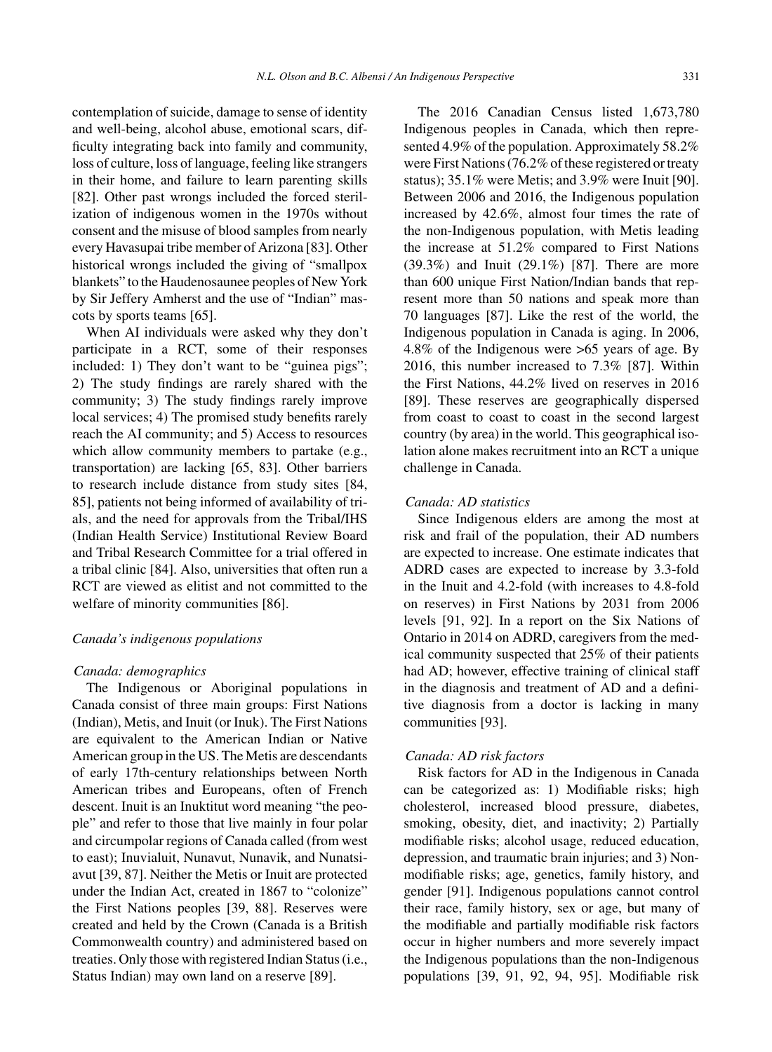contemplation of suicide, damage to sense of identity and well-being, alcohol abuse, emotional scars, difficulty integrating back into family and community, loss of culture, loss of language, feeling like strangers in their home, and failure to learn parenting skills [82]. Other past wrongs included the forced sterilization of indigenous women in the 1970s without consent and the misuse of blood samples from nearly every Havasupai tribe member of Arizona [83]. Other historical wrongs included the giving of "smallpox blankets" to the Haudenosaunee peoples of New York by Sir Jeffery Amherst and the use of "Indian" mascots by sports teams [65].

When AI individuals were asked why they don't participate in a RCT, some of their responses included: 1) They don't want to be "guinea pigs"; 2) The study findings are rarely shared with the community; 3) The study findings rarely improve local services; 4) The promised study benefits rarely reach the AI community; and 5) Access to resources which allow community members to partake (e.g., transportation) are lacking [65, 83]. Other barriers to research include distance from study sites [84, 85], patients not being informed of availability of trials, and the need for approvals from the Tribal/IHS (Indian Health Service) Institutional Review Board and Tribal Research Committee for a trial offered in a tribal clinic [84]. Also, universities that often run a RCT are viewed as elitist and not committed to the welfare of minority communities [86].

### *Canada's indigenous populations*

#### *Canada: demographics*

The Indigenous or Aboriginal populations in Canada consist of three main groups: First Nations (Indian), Metis, and Inuit (or Inuk). The First Nations are equivalent to the American Indian or Native American group in the US. The Metis are descendants of early 17th-century relationships between North American tribes and Europeans, often of French descent. Inuit is an Inuktitut word meaning "the people" and refer to those that live mainly in four polar and circumpolar regions of Canada called (from west to east); Inuvialuit, Nunavut, Nunavik, and Nunatsiavut [39, 87]. Neither the Metis or Inuit are protected under the Indian Act, created in 1867 to "colonize" the First Nations peoples [39, 88]. Reserves were created and held by the Crown (Canada is a British Commonwealth country) and administered based on treaties. Only those with registered Indian Status (i.e., Status Indian) may own land on a reserve [89].

The 2016 Canadian Census listed 1,673,780 Indigenous peoples in Canada, which then represented 4.9% of the population. Approximately 58.2% were First Nations (76.2% of these registered or treaty status); 35.1% were Metis; and 3.9% were Inuit [90]. Between 2006 and 2016, the Indigenous population increased by 42.6%, almost four times the rate of the non-Indigenous population, with Metis leading the increase at 51.2% compared to First Nations (39.3%) and Inuit (29.1%) [87]. There are more than 600 unique First Nation/Indian bands that represent more than 50 nations and speak more than 70 languages [87]. Like the rest of the world, the Indigenous population in Canada is aging. In 2006, 4.8% of the Indigenous were >65 years of age. By 2016, this number increased to 7.3% [87]. Within the First Nations, 44.2% lived on reserves in 2016 [89]. These reserves are geographically dispersed from coast to coast to coast in the second largest country (by area) in the world. This geographical isolation alone makes recruitment into an RCT a unique challenge in Canada.

#### *Canada: AD statistics*

Since Indigenous elders are among the most at risk and frail of the population, their AD numbers are expected to increase. One estimate indicates that ADRD cases are expected to increase by 3.3-fold in the Inuit and 4.2-fold (with increases to 4.8-fold on reserves) in First Nations by 2031 from 2006 levels [91, 92]. In a report on the Six Nations of Ontario in 2014 on ADRD, caregivers from the medical community suspected that 25% of their patients had AD; however, effective training of clinical staff in the diagnosis and treatment of AD and a definitive diagnosis from a doctor is lacking in many communities [93].

#### *Canada: AD risk factors*

Risk factors for AD in the Indigenous in Canada can be categorized as: 1) Modifiable risks; high cholesterol, increased blood pressure, diabetes, smoking, obesity, diet, and inactivity; 2) Partially modifiable risks; alcohol usage, reduced education, depression, and traumatic brain injuries; and 3) Non-modifiable risks; age, genetics, family history, and gender [91]. Indigenous populations cannot control their race, family history, sex or age, but many of the modifiable and partially modifiable risk factors occur in higher numbers and more severely impact the Indigenous populations than the non-Indigenous populations [39, 91, 92, 94, 95]. Modifiable risk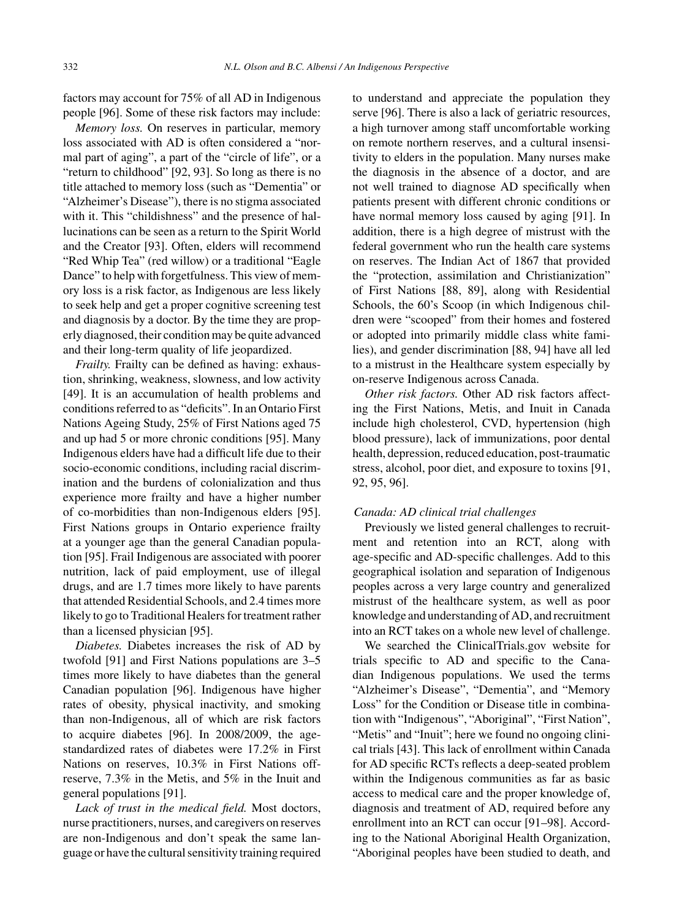factors may account for 75% of all AD in Indigenous people [96]. Some of these risk factors may include:

*Memory loss.* On reserves in particular, memory loss associated with AD is often considered a "normal part of aging", a part of the "circle of life", or a "return to childhood" [92, 93]. So long as there is no title attached to memory loss (such as "Dementia" or "Alzheimer's Disease"), there is no stigma associated with it. This "childishness" and the presence of hallucinations can be seen as a return to the Spirit World and the Creator [93]. Often, elders will recommend "Red Whip Tea" (red willow) or a traditional "Eagle Dance" to help with forgetfulness. This view of memory loss is a risk factor, as Indigenous are less likely to seek help and get a proper cognitive screening test and diagnosis by a doctor. By the time they are properly diagnosed, their condition may be quite advanced and their long-term quality of life jeopardized.

*Frailty.* Frailty can be defined as having: exhaustion, shrinking, weakness, slowness, and low activity [49]. It is an accumulation of health problems and conditions referred to as "deficits". In an Ontario First Nations Ageing Study, 25% of First Nations aged 75 and up had 5 or more chronic conditions [95]. Many Indigenous elders have had a difficult life due to their socio-economic conditions, including racial discrimination and the burdens of colonialization and thus experience more frailty and have a higher number of co-morbidities than non-Indigenous elders [95]. First Nations groups in Ontario experience frailty at a younger age than the general Canadian population [95]. Frail Indigenous are associated with poorer nutrition, lack of paid employment, use of illegal drugs, and are 1.7 times more likely to have parents that attended Residential Schools, and 2.4 times more likely to go to Traditional Healers for treatment rather than a licensed physician [95].

*Diabetes.* Diabetes increases the risk of AD by twofold [91] and First Nations populations are 3–5 times more likely to have diabetes than the general Canadian population [96]. Indigenous have higher rates of obesity, physical inactivity, and smoking than non-Indigenous, all of which are risk factors to acquire diabetes [96]. In 2008/2009, the age-standardized rates of diabetes were 17.2% in First Nations on reserves, 10.3% in First Nations off-reserve, 7.3% in the Metis, and 5% in the Inuit and general populations [91].

*Lack of trust in the medical field.* Most doctors, nurse practitioners, nurses, and caregivers on reserves are non-Indigenous and don't speak the same language or have the cultural sensitivity training required to understand and appreciate the population they serve [96]. There is also a lack of geriatric resources, a high turnover among staff uncomfortable working on remote northern reserves, and a cultural insensitivity to elders in the population. Many nurses make the diagnosis in the absence of a doctor, and are not well trained to diagnose AD specifically when patients present with different chronic conditions or have normal memory loss caused by aging [91]. In addition, there is a high degree of mistrust with the federal government who run the health care systems on reserves. The Indian Act of 1867 that provided the "protection, assimilation and Christianization" of First Nations [88, 89], along with Residential Schools, the 60's Scoop (in which Indigenous children were "scooped" from their homes and fostered or adopted into primarily middle class white families), and gender discrimination [88, 94] have all led to a mistrust in the Healthcare system especially by on-reserve Indigenous across Canada.

*Other risk factors.* Other AD risk factors affecting the First Nations, Metis, and Inuit in Canada include high cholesterol, CVD, hypertension (high blood pressure), lack of immunizations, poor dental health, depression, reduced education, post-traumatic stress, alcohol, poor diet, and exposure to toxins [91, 92, 95, 96].

### *Canada: AD clinical trial challenges*

Previously we listed general challenges to recruitment and retention into an RCT, along with age-specific and AD-specific challenges. Add to this geographical isolation and separation of Indigenous peoples across a very large country and generalized mistrust of the healthcare system, as well as poor knowledge and understanding of AD, and recruitment into an RCT takes on a whole new level of challenge.

We searched the ClinicalTrials.gov website for trials specific to AD and specific to the Canadian Indigenous populations. We used the terms "Alzheimer's Disease", "Dementia", and "Memory Loss" for the Condition or Disease title in combination with "Indigenous", "Aboriginal", "First Nation", "Metis" and "Inuit"; here we found no ongoing clinical trials [43]. This lack of enrollment within Canada for AD specific RCTs reflects a deep-seated problem within the Indigenous communities as far as basic access to medical care and the proper knowledge of, diagnosis and treatment of AD, required before any enrollment into an RCT can occur [91–98]. According to the National Aboriginal Health Organization, "Aboriginal peoples have been studied to death, and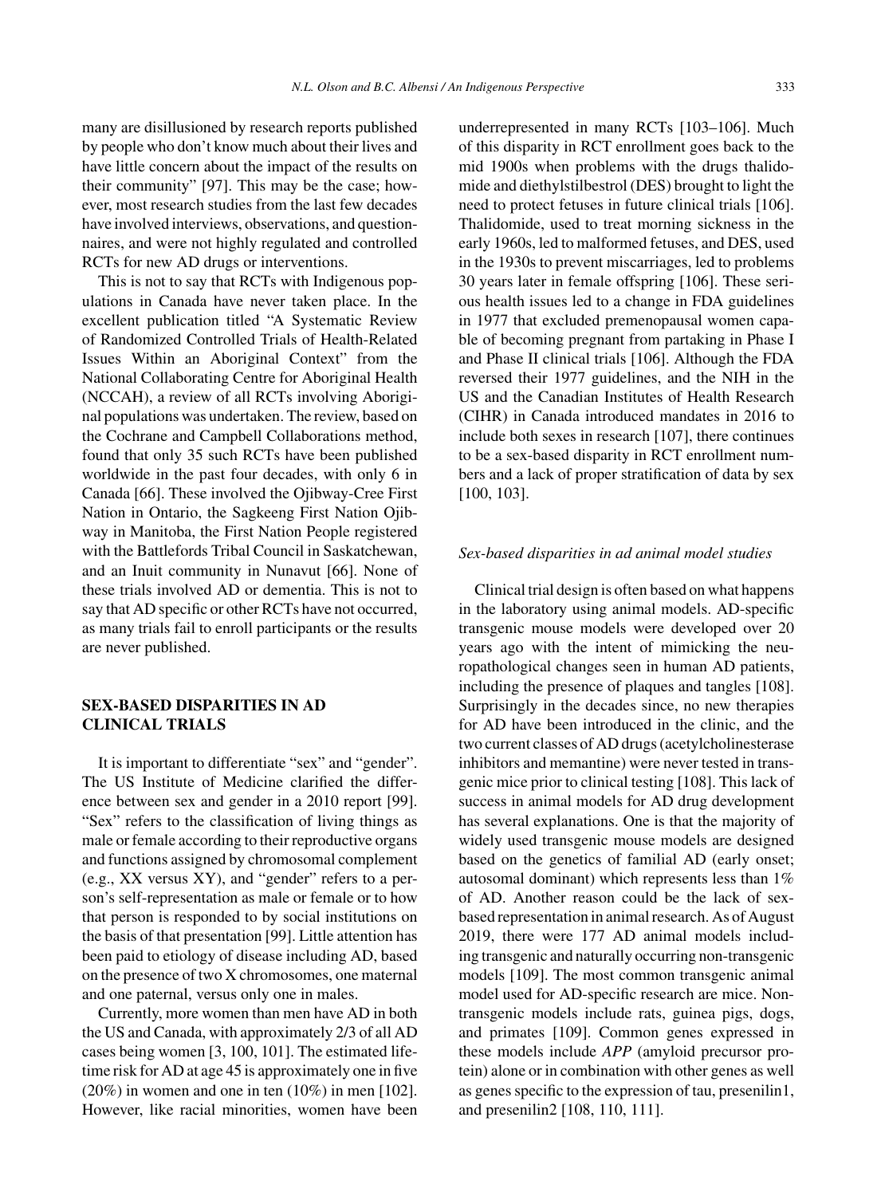many are disillusioned by research reports published by people who don't know much about their lives and have little concern about the impact of the results on their community" [97]. This may be the case; however, most research studies from the last few decades have involved interviews, observations, and questionnaires, and were not highly regulated and controlled RCTs for new AD drugs or interventions.

This is not to say that RCTs with Indigenous populations in Canada have never taken place. In the excellent publication titled "A Systematic Review of Randomized Controlled Trials of Health-Related Issues Within an Aboriginal Context" from the National Collaborating Centre for Aboriginal Health (NCCAH), a review of all RCTs involving Aboriginal populations was undertaken. The review, based on the Cochrane and Campbell Collaborations method, found that only 35 such RCTs have been published worldwide in the past four decades, with only 6 in Canada [66]. These involved the Ojibway-Cree First Nation in Ontario, the Sagkeeng First Nation Ojibway in Manitoba, the First Nation People registered with the Battlefords Tribal Council in Saskatchewan, and an Inuit community in Nunavut [66]. None of these trials involved AD or dementia. This is not to say that AD specific or other RCTs have not occurred, as many trials fail to enroll participants or the results are never published.

## SEX-BASED DISPARITIES IN AD CLINICAL TRIALS

It is important to differentiate "sex" and "gender". The US Institute of Medicine clarified the difference between sex and gender in a 2010 report [99]. "Sex" refers to the classification of living things as male or female according to their reproductive organs and functions assigned by chromosomal complement (e.g., XX versus XY), and "gender" refers to a person's self-representation as male or female or to how that person is responded to by social institutions on the basis of that presentation [99]. Little attention has been paid to etiology of disease including AD, based on the presence of two X chromosomes, one maternal and one paternal, versus only one in males.

Currently, more women than men have AD in both the US and Canada, with approximately 2/3 of all AD cases being women [3, 100, 101]. The estimated lifetime risk for AD at age 45 is approximately one in five (20%) in women and one in ten (10%) in men [102]. However, like racial minorities, women have been underrepresented in many RCTs [103–106]. Much of this disparity in RCT enrollment goes back to the mid 1900s when problems with the drugs thalidomide and diethylstilbestrol (DES) brought to light the need to protect fetuses in future clinical trials [106]. Thalidomide, used to treat morning sickness in the early 1960s, led to malformed fetuses, and DES, used in the 1930s to prevent miscarriages, led to problems 30 years later in female offspring [106]. These serious health issues led to a change in FDA guidelines in 1977 that excluded premenopausal women capable of becoming pregnant from partaking in Phase I and Phase II clinical trials [106]. Although the FDA reversed their 1977 guidelines, and the NIH in the US and the Canadian Institutes of Health Research (CIHR) in Canada introduced mandates in 2016 to include both sexes in research [107], there continues to be a sex-based disparity in RCT enrollment numbers and a lack of proper stratification of data by sex [100, 103].

### *Sex-based disparities in ad animal model studies*

Clinical trial design is often based on what happens in the laboratory using animal models. AD-specific transgenic mouse models were developed over 20 years ago with the intent of mimicking the neuropathological changes seen in human AD patients, including the presence of plaques and tangles [108]. Surprisingly in the decades since, no new therapies for AD have been introduced in the clinic, and the two current classes of AD drugs (acetylcholinesterase inhibitors and memantine) were never tested in transgenic mice prior to clinical testing [108]. This lack of success in animal models for AD drug development has several explanations. One is that the majority of widely used transgenic mouse models are designed based on the genetics of familial AD (early onset; autosomal dominant) which represents less than 1% of AD. Another reason could be the lack of sex-based representation in animal research. As of August 2019, there were 177 AD animal models including transgenic and naturally occurring non-transgenic models [109]. The most common transgenic animal model used for AD-specific research are mice. Non-transgenic models include rats, guinea pigs, dogs, and primates [109]. Common genes expressed in these models include *APP* (amyloid precursor protein) alone or in combination with other genes as well as genes specific to the expression of tau, presenilin1, and presenilin2 [108, 110, 111].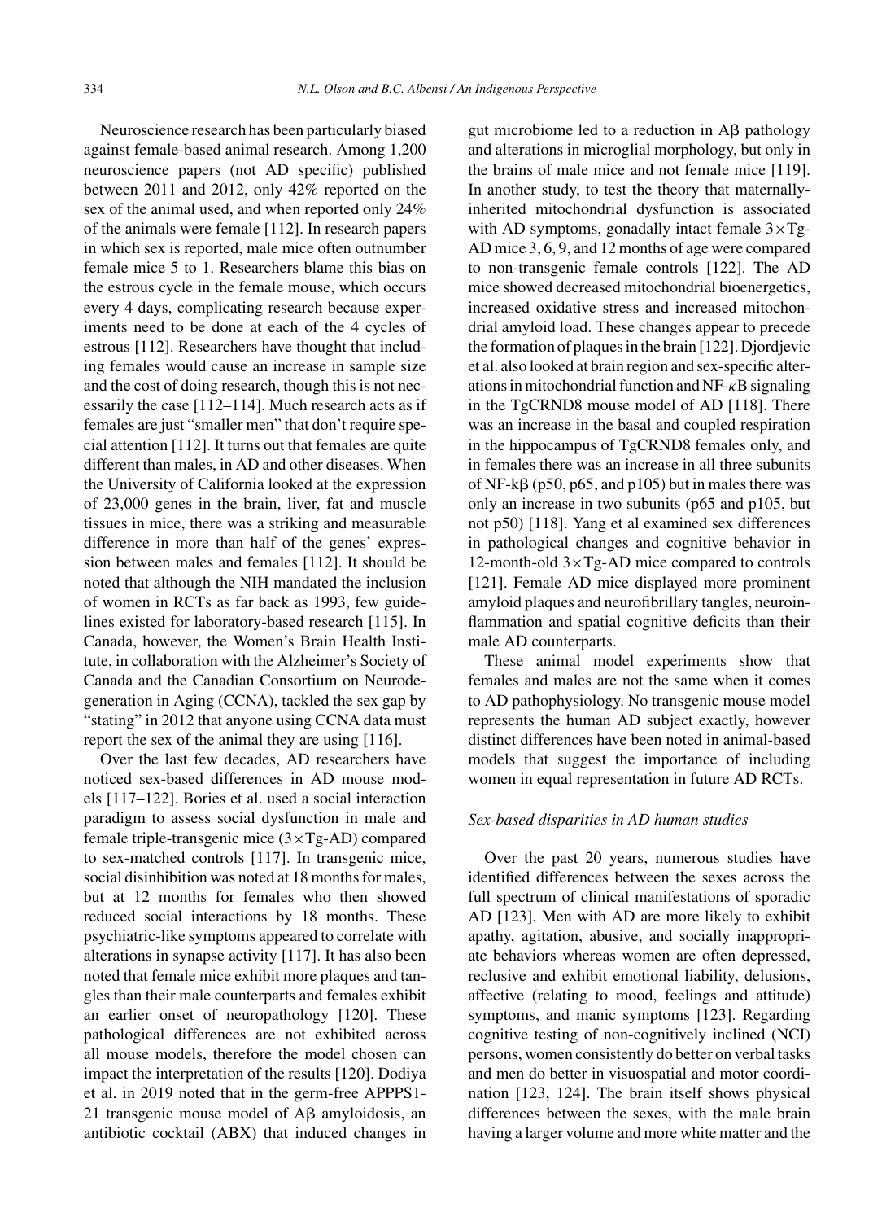Neuroscience research has been particularly biased against female-based animal research. Among 1,200 neuroscience papers (not AD specific) published between 2011 and 2012, only 42% reported on the sex of the animal used, and when reported only 24% of the animals were female [112]. In research papers in which sex is reported, male mice often outnumber female mice 5 to 1. Researchers blame this bias on the estrous cycle in the female mouse, which occurs every 4 days, complicating research because experiments need to be done at each of the 4 cycles of estrous [112]. Researchers have thought that including females would cause an increase in sample size and the cost of doing research, though this is not necessarily the case [112–114]. Much research acts as if females are just "smaller men" that don't require special attention [112]. It turns out that females are quite different than males, in AD and other diseases. When the University of California looked at the expression of 23,000 genes in the brain, liver, fat and muscle tissues in mice, there was a striking and measurable difference in more than half of the genes' expression between males and females [112]. It should be noted that although the NIH mandated the inclusion of women in RCTs as far back as 1993, few guidelines existed for laboratory-based research [115]. In Canada, however, the Women's Brain Health Institute, in collaboration with the Alzheimer's Society of Canada and the Canadian Consortium on Neurodegeneration in Aging (CCNA), tackled the sex gap by "stating" in 2012 that anyone using CCNA data must report the sex of the animal they are using [116].

Over the last few decades, AD researchers have noticed sex-based differences in AD mouse models [117–122]. Bories et al. used a social interaction paradigm to assess social dysfunction in male and female triple-transgenic mice (3×Tg-AD) compared to sex-matched controls [117]. In transgenic mice, social disinhibition was noted at 18 months for males, but at 12 months for females who then showed reduced social interactions by 18 months. These psychiatric-like symptoms appeared to correlate with alterations in synapse activity [117]. It has also been noted that female mice exhibit more plaques and tangles than their male counterparts and females exhibit an earlier onset of neuropathology [120]. These pathological differences are not exhibited across all mouse models, therefore the model chosen can impact the interpretation of the results [120]. Dodiya et al. in 2019 noted that in the germ-free APPPS1-21 transgenic mouse model of Aβ amyloidosis, an antibiotic cocktail (ABX) that induced changes in gut microbiome led to a reduction in Aβ pathology and alterations in microglial morphology, but only in the brains of male mice and not female mice [119]. In another study, to test the theory that maternally-inherited mitochondrial dysfunction is associated with AD symptoms, gonadally intact female 3×Tg-AD mice 3, 6, 9, and 12 months of age were compared to non-transgenic female controls [122]. The AD mice showed decreased mitochondrial bioenergetics, increased oxidative stress and increased mitochondrial amyloid load. These changes appear to precede the formation of plaques in the brain [122]. Djordjevic et al. also looked at brain region and sex-specific alterations in mitochondrial function and NF-κB signaling in the TgCRND8 mouse model of AD [118]. There was an increase in the basal and coupled respiration in the hippocampus of TgCRND8 females only, and in females there was an increase in all three subunits of NF-kβ (p50, p65, and p105) but in males there was only an increase in two subunits (p65 and p105, but not p50) [118]. Yang et al examined sex differences in pathological changes and cognitive behavior in 12-month-old 3×Tg-AD mice compared to controls [121]. Female AD mice displayed more prominent amyloid plaques and neurofibrillary tangles, neuroinflammation and spatial cognitive deficits than their male AD counterparts.

These animal model experiments show that females and males are not the same when it comes to AD pathophysiology. No transgenic mouse model represents the human AD subject exactly, however distinct differences have been noted in animal-based models that suggest the importance of including women in equal representation in future AD RCTs.

### *Sex-based disparities in AD human studies*

Over the past 20 years, numerous studies have identified differences between the sexes across the full spectrum of clinical manifestations of sporadic AD [123]. Men with AD are more likely to exhibit apathy, agitation, abusive, and socially inappropriate behaviors whereas women are often depressed, reclusive and exhibit emotional liability, delusions, affective (relating to mood, feelings and attitude) symptoms, and manic symptoms [123]. Regarding cognitive testing of non-cognitively inclined (NCI) persons, women consistently do better on verbal tasks and men do better in visuospatial and motor coordination [123, 124]. The brain itself shows physical differences between the sexes, with the male brain having a larger volume and more white matter and the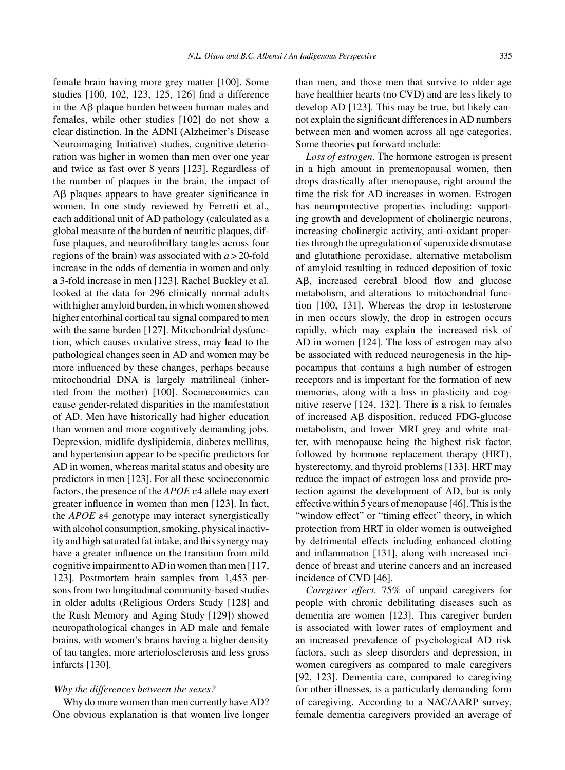female brain having more grey matter [100]. Some studies [100, 102, 123, 125, 126] find a difference in the Aβ plaque burden between human males and females, while other studies [102] do not show a clear distinction. In the ADNI (Alzheimer's Disease Neuroimaging Initiative) studies, cognitive deterioration was higher in women than men over one year and twice as fast over 8 years [123]. Regardless of the number of plaques in the brain, the impact of Aβ plaques appears to have greater significance in women. In one study reviewed by Ferretti et al., each additional unit of AD pathology (calculated as a global measure of the burden of neuritic plaques, diffuse plaques, and neurofibrillary tangles across four regions of the brain) was associated with $a > 20$-fold increase in the odds of dementia in women and only a 3-fold increase in men [123]. Rachel Buckley et al. looked at the data for 296 clinically normal adults with higher amyloid burden, in which women showed higher entorhinal cortical tau signal compared to men with the same burden [127]. Mitochondrial dysfunction, which causes oxidative stress, may lead to the pathological changes seen in AD and women may be more influenced by these changes, perhaps because mitochondrial DNA is largely matrilineal (inherited from the mother) [100]. Socioeconomics can cause gender-related disparities in the manifestation of AD. Men have historically had higher education than women and more cognitively demanding jobs. Depression, midlife dyslipidemia, diabetes mellitus, and hypertension appear to be specific predictors for AD in women, whereas marital status and obesity are predictors in men [123]. For all these socioeconomic factors, the presence of the *APOE* ε4 allele may exert greater influence in women than men [123]. In fact, the *APOE* ε4 genotype may interact synergistically with alcohol consumption, smoking, physical inactivity and high saturated fat intake, and this synergy may have a greater influence on the transition from mild cognitive impairment to AD in women than men [117, 123]. Postmortem brain samples from 1,453 persons from two longitudinal community-based studies in older adults (Religious Orders Study [128] and the Rush Memory and Aging Study [129]) showed neuropathological changes in AD male and female brains, with women's brains having a higher density of tau tangles, more arteriolosclerosis and less gross infarcts [130].

*Why the differences between the sexes?*

Why do more women than men currently have AD? One obvious explanation is that women live longer than men, and those men that survive to older age have healthier hearts (no CVD) and are less likely to develop AD [123]. This may be true, but likely cannot explain the significant differences in AD numbers between men and women across all age categories. Some theories put forward include:

*Loss of estrogen.* The hormone estrogen is present in a high amount in premenopausal women, then drops drastically after menopause, right around the time the risk for AD increases in women. Estrogen has neuroprotective properties including: supporting growth and development of cholinergic neurons, increasing cholinergic activity, anti-oxidant properties through the upregulation of superoxide dismutase and glutathione peroxidase, alternative metabolism of amyloid resulting in reduced deposition of toxic Aβ, increased cerebral blood flow and glucose metabolism, and alterations to mitochondrial function [100, 131]. Whereas the drop in testosterone in men occurs slowly, the drop in estrogen occurs rapidly, which may explain the increased risk of AD in women [124]. The loss of estrogen may also be associated with reduced neurogenesis in the hippocampus that contains a high number of estrogen receptors and is important for the formation of new memories, along with a loss in plasticity and cognitive reserve [124, 132]. There is a risk to females of increased Aβ disposition, reduced FDG-glucose metabolism, and lower MRI grey and white matter, with menopause being the highest risk factor, followed by hormone replacement therapy (HRT), hysterectomy, and thyroid problems [133]. HRT may reduce the impact of estrogen loss and provide protection against the development of AD, but is only effective within 5 years of menopause [46]. This is the "window effect" or "timing effect" theory, in which protection from HRT in older women is outweighed by detrimental effects including enhanced clotting and inflammation [131], along with increased incidence of breast and uterine cancers and an increased incidence of CVD [46].

*Caregiver effect.* 75% of unpaid caregivers for people with chronic debilitating diseases such as dementia are women [123]. This caregiver burden is associated with lower rates of employment and an increased prevalence of psychological AD risk factors, such as sleep disorders and depression, in women caregivers as compared to male caregivers [92, 123]. Dementia care, compared to caregiving for other illnesses, is a particularly demanding form of caregiving. According to a NAC/AARP survey, female dementia caregivers provided an average of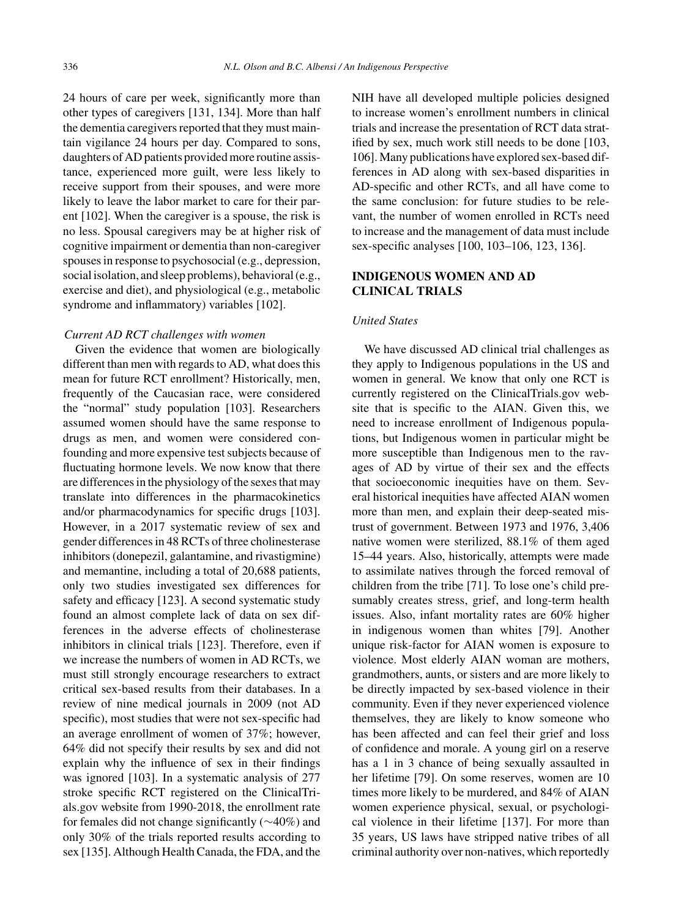24 hours of care per week, significantly more than other types of caregivers [131, 134]. More than half the dementia caregivers reported that they must maintain vigilance 24 hours per day. Compared to sons, daughters of AD patients provided more routine assistance, experienced more guilt, were less likely to receive support from their spouses, and were more likely to leave the labor market to care for their parent [102]. When the caregiver is a spouse, the risk is no less. Spousal caregivers may be at higher risk of cognitive impairment or dementia than non-caregiver spouses in response to psychosocial (e.g., depression, social isolation, and sleep problems), behavioral (e.g., exercise and diet), and physiological (e.g., metabolic syndrome and inflammatory) variables [102].

*Current AD RCT challenges with women*

Given the evidence that women are biologically different than men with regards to AD, what does this mean for future RCT enrollment? Historically, men, frequently of the Caucasian race, were considered the "normal" study population [103]. Researchers assumed women should have the same response to drugs as men, and women were considered confounding and more expensive test subjects because of fluctuating hormone levels. We now know that there are differences in the physiology of the sexes that may translate into differences in the pharmacokinetics and/or pharmacodynamics for specific drugs [103]. However, in a 2017 systematic review of sex and gender differences in 48 RCTs of three cholinesterase inhibitors (donepezil, galantamine, and rivastigmine) and memantine, including a total of 20,688 patients, only two studies investigated sex differences for safety and efficacy [123]. A second systematic study found an almost complete lack of data on sex differences in the adverse effects of cholinesterase inhibitors in clinical trials [123]. Therefore, even if we increase the numbers of women in AD RCTs, we must still strongly encourage researchers to extract critical sex-based results from their databases. In a review of nine medical journals in 2009 (not AD specific), most studies that were not sex-specific had an average enrollment of women of 37%; however, 64% did not specify their results by sex and did not explain why the influence of sex in their findings was ignored [103]. In a systematic analysis of 277 stroke specific RCT registered on the ClinicalTrials.gov website from 1990-2018, the enrollment rate for females did not change significantly (~40%) and only 30% of the trials reported results according to sex [135]. Although Health Canada, the FDA, and the NIH have all developed multiple policies designed to increase women's enrollment numbers in clinical trials and increase the presentation of RCT data stratified by sex, much work still needs to be done [103, 106]. Many publications have explored sex-based differences in AD along with sex-based disparities in AD-specific and other RCTs, and all have come to the same conclusion: for future studies to be relevant, the number of women enrolled in RCTs need to increase and the management of data must include sex-specific analyses [100, 103–106, 123, 136].

## INDIGENOUS WOMEN AND AD CLINICAL TRIALS

### *United States*

We have discussed AD clinical trial challenges as they apply to Indigenous populations in the US and women in general. We know that only one RCT is currently registered on the ClinicalTrials.gov website that is specific to the AIAN. Given this, we need to increase enrollment of Indigenous populations, but Indigenous women in particular might be more susceptible than Indigenous men to the ravages of AD by virtue of their sex and the effects that socioeconomic inequities have on them. Several historical inequities have affected AIAN women more than men, and explain their deep-seated mistrust of government. Between 1973 and 1976, 3,406 native women were sterilized, 88.1% of them aged 15–44 years. Also, historically, attempts were made to assimilate natives through the forced removal of children from the tribe [71]. To lose one's child presumably creates stress, grief, and long-term health issues. Also, infant mortality rates are 60% higher in indigenous women than whites [79]. Another unique risk-factor for AIAN women is exposure to violence. Most elderly AIAN woman are mothers, grandmothers, aunts, or sisters and are more likely to be directly impacted by sex-based violence in their community. Even if they never experienced violence themselves, they are likely to know someone who has been affected and can feel their grief and loss of confidence and morale. A young girl on a reserve has a 1 in 3 chance of being sexually assaulted in her lifetime [79]. On some reserves, women are 10 times more likely to be murdered, and 84% of AIAN women experience physical, sexual, or psychological violence in their lifetime [137]. For more than 35 years, US laws have stripped native tribes of all criminal authority over non-natives, which reportedly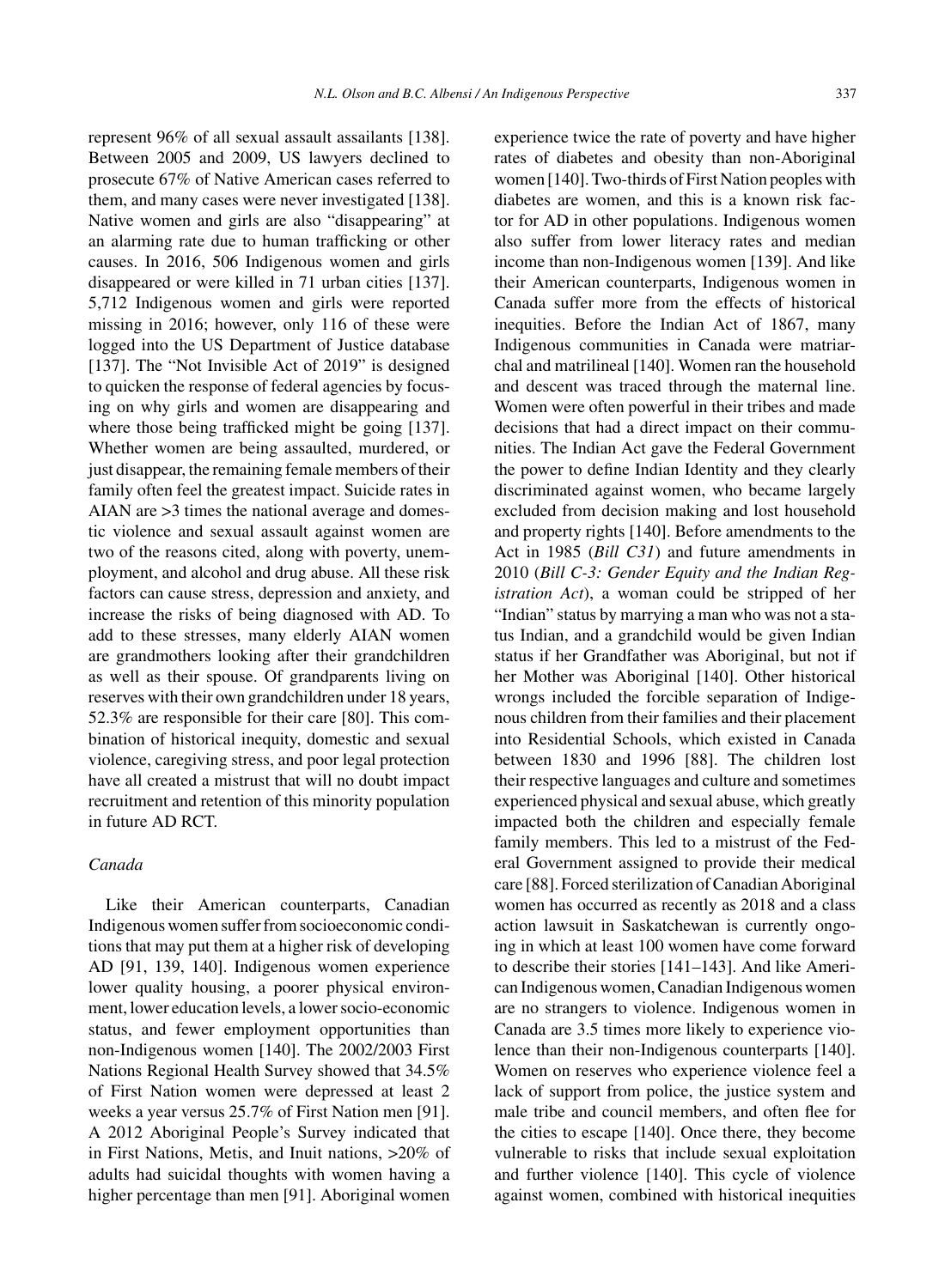represent 96% of all sexual assault assailants [138]. Between 2005 and 2009, US lawyers declined to prosecute 67% of Native American cases referred to them, and many cases were never investigated [138]. Native women and girls are also "disappearing" at an alarming rate due to human trafficking or other causes. In 2016, 506 Indigenous women and girls disappeared or were killed in 71 urban cities [137]. 5,712 Indigenous women and girls were reported missing in 2016; however, only 116 of these were logged into the US Department of Justice database [137]. The "Not Invisible Act of 2019" is designed to quicken the response of federal agencies by focusing on why girls and women are disappearing and where those being trafficked might be going [137]. Whether women are being assaulted, murdered, or just disappear, the remaining female members of their family often feel the greatest impact. Suicide rates in AIAN are >3 times the national average and domestic violence and sexual assault against women are two of the reasons cited, along with poverty, unemployment, and alcohol and drug abuse. All these risk factors can cause stress, depression and anxiety, and increase the risks of being diagnosed with AD. To add to these stresses, many elderly AIAN women are grandmothers looking after their grandchildren as well as their spouse. Of grandparents living on reserves with their own grandchildren under 18 years, 52.3% are responsible for their care [80]. This combination of historical inequity, domestic and sexual violence, caregiving stress, and poor legal protection have all created a mistrust that will no doubt impact recruitment and retention of this minority population in future AD RCT.

### *Canada*

Like their American counterparts, Canadian Indigenous women suffer from socioeconomic conditions that may put them at a higher risk of developing AD [91, 139, 140]. Indigenous women experience lower quality housing, a poorer physical environment, lower education levels, a lower socio-economic status, and fewer employment opportunities than non-Indigenous women [140]. The 2002/2003 First Nations Regional Health Survey showed that 34.5% of First Nation women were depressed at least 2 weeks a year versus 25.7% of First Nation men [91]. A 2012 Aboriginal People's Survey indicated that in First Nations, Metis, and Inuit nations, >20% of adults had suicidal thoughts with women having a higher percentage than men [91]. Aboriginal women experience twice the rate of poverty and have higher rates of diabetes and obesity than non-Aboriginal women [140]. Two-thirds of First Nation peoples with diabetes are women, and this is a known risk factor for AD in other populations. Indigenous women also suffer from lower literacy rates and median income than non-Indigenous women [139]. And like their American counterparts, Indigenous women in Canada suffer more from the effects of historical inequities. Before the Indian Act of 1867, many Indigenous communities in Canada were matriarchal and matrilineal [140]. Women ran the household and descent was traced through the maternal line. Women were often powerful in their tribes and made decisions that had a direct impact on their communities. The Indian Act gave the Federal Government the power to define Indian Identity and they clearly discriminated against women, who became largely excluded from decision making and lost household and property rights [140]. Before amendments to the Act in 1985 (*Bill C31*) and future amendments in 2010 (*Bill C-3: Gender Equity and the Indian Registration Act*), a woman could be stripped of her "Indian" status by marrying a man who was not a status Indian, and a grandchild would be given Indian status if her Grandfather was Aboriginal, but not if her Mother was Aboriginal [140]. Other historical wrongs included the forcible separation of Indigenous children from their families and their placement into Residential Schools, which existed in Canada between 1830 and 1996 [88]. The children lost their respective languages and culture and sometimes experienced physical and sexual abuse, which greatly impacted both the children and especially female family members. This led to a mistrust of the Federal Government assigned to provide their medical care [88]. Forced sterilization of Canadian Aboriginal women has occurred as recently as 2018 and a class action lawsuit in Saskatchewan is currently ongoing in which at least 100 women have come forward to describe their stories [141–143]. And like American Indigenous women, Canadian Indigenous women are no strangers to violence. Indigenous women in Canada are 3.5 times more likely to experience violence than their non-Indigenous counterparts [140]. Women on reserves who experience violence feel a lack of support from police, the justice system and male tribe and council members, and often flee for the cities to escape [140]. Once there, they become vulnerable to risks that include sexual exploitation and further violence [140]. This cycle of violence against women, combined with historical inequities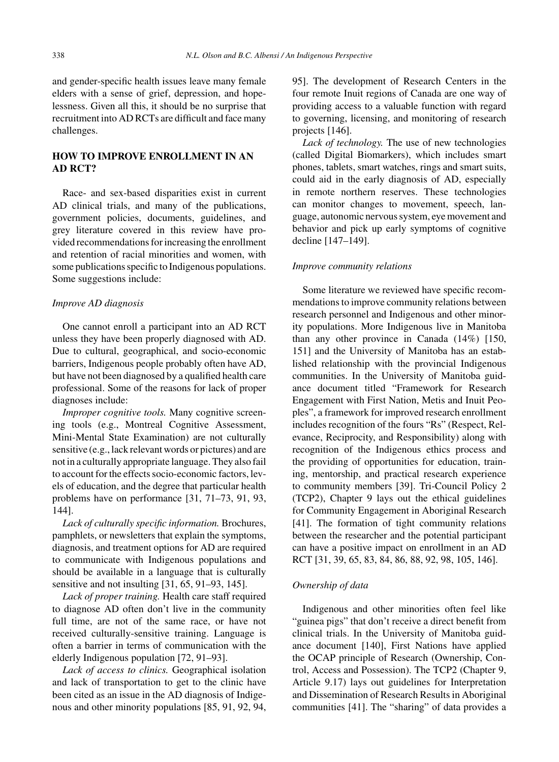and gender-specific health issues leave many female elders with a sense of grief, depression, and hopelessness. Given all this, it should be no surprise that recruitment into AD RCTs are difficult and face many challenges.

## HOW TO IMPROVE ENROLLMENT IN AN AD RCT?

Race- and sex-based disparities exist in current AD clinical trials, and many of the publications, government policies, documents, guidelines, and grey literature covered in this review have provided recommendations for increasing the enrollment and retention of racial minorities and women, with some publications specific to Indigenous populations. Some suggestions include:

### *Improve AD diagnosis*

One cannot enroll a participant into an AD RCT unless they have been properly diagnosed with AD. Due to cultural, geographical, and socio-economic barriers, Indigenous people probably often have AD, but have not been diagnosed by a qualified health care professional. Some of the reasons for lack of proper diagnoses include:

*Improper cognitive tools.* Many cognitive screening tools (e.g., Montreal Cognitive Assessment, Mini-Mental State Examination) are not culturally sensitive (e.g., lack relevant words or pictures) and are not in a culturally appropriate language. They also fail to account for the effects socio-economic factors, levels of education, and the degree that particular health problems have on performance [31, 71–73, 91, 93, 144].

*Lack of culturally specific information.* Brochures, pamphlets, or newsletters that explain the symptoms, diagnosis, and treatment options for AD are required to communicate with Indigenous populations and should be available in a language that is culturally sensitive and not insulting [31, 65, 91–93, 145].

*Lack of proper training.* Health care staff required to diagnose AD often don't live in the community full time, are not of the same race, or have not received culturally-sensitive training. Language is often a barrier in terms of communication with the elderly Indigenous population [72, 91–93].

*Lack of access to clinics.* Geographical isolation and lack of transportation to get to the clinic have been cited as an issue in the AD diagnosis of Indigenous and other minority populations [85, 91, 92, 94, 95]. The development of Research Centers in the four remote Inuit regions of Canada are one way of providing access to a valuable function with regard to governing, licensing, and monitoring of research projects [146].

*Lack of technology.* The use of new technologies (called Digital Biomarkers), which includes smart phones, tablets, smart watches, rings and smart suits, could aid in the early diagnosis of AD, especially in remote northern reserves. These technologies can monitor changes to movement, speech, language, autonomic nervous system, eye movement and behavior and pick up early symptoms of cognitive decline [147–149].

### *Improve community relations*

Some literature we reviewed have specific recommendations to improve community relations between research personnel and Indigenous and other minority populations. More Indigenous live in Manitoba than any other province in Canada (14%) [150, 151] and the University of Manitoba has an established relationship with the provincial Indigenous communities. In the University of Manitoba guidance document titled "Framework for Research Engagement with First Nation, Metis and Inuit Peoples", a framework for improved research enrollment includes recognition of the fours "Rs" (Respect, Relevance, Reciprocity, and Responsibility) along with recognition of the Indigenous ethics process and the providing of opportunities for education, training, mentorship, and practical research experience to community members [39]. Tri-Council Policy 2 (TCP2), Chapter 9 lays out the ethical guidelines for Community Engagement in Aboriginal Research [41]. The formation of tight community relations between the researcher and the potential participant can have a positive impact on enrollment in an AD RCT [31, 39, 65, 83, 84, 86, 88, 92, 98, 105, 146].

### *Ownership of data*

Indigenous and other minorities often feel like "guinea pigs" that don't receive a direct benefit from clinical trials. In the University of Manitoba guidance document [140], First Nations have applied the OCAP principle of Research (Ownership, Control, Access and Possession). The TCP2 (Chapter 9, Article 9.17) lays out guidelines for Interpretation and Dissemination of Research Results in Aboriginal communities [41]. The "sharing" of data provides a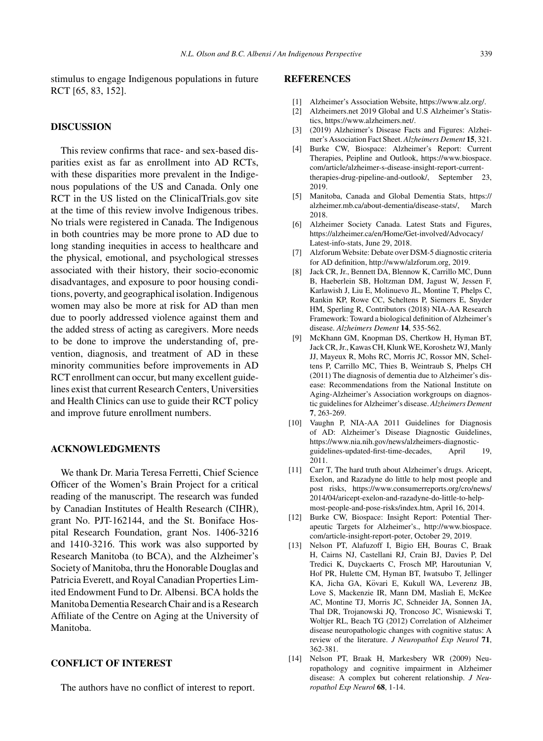stimulus to engage Indigenous populations in future RCT [65, 83, 152].

## DISCUSSION

This review confirms that race- and sex-based disparities exist as far as enrollment into AD RCTs, with these disparities more prevalent in the Indigenous populations of the US and Canada. Only one RCT in the US listed on the ClinicalTrials.gov site at the time of this review involve Indigenous tribes. No trials were registered in Canada. The Indigenous in both countries may be more prone to AD due to long standing inequities in access to healthcare and the physical, emotional, and psychological stresses associated with their history, their socio-economic disadvantages, and exposure to poor housing conditions, poverty, and geographical isolation. Indigenous women may also be more at risk for AD than men due to poorly addressed violence against them and the added stress of acting as caregivers. More needs to be done to improve the understanding of, prevention, diagnosis, and treatment of AD in these minority communities before improvements in AD RCT enrollment can occur, but many excellent guidelines exist that current Research Centers, Universities and Health Clinics can use to guide their RCT policy and improve future enrollment numbers.

## ACKNOWLEDGMENTS

We thank Dr. Maria Teresa Ferretti, Chief Science Officer of the Women's Brain Project for a critical reading of the manuscript. The research was funded by Canadian Institutes of Health Research (CIHR), grant No. PJT-162144, and the St. Boniface Hospital Research Foundation, grant Nos. 1406-3216 and 1410-3216. This work was also supported by Research Manitoba (to BCA), and the Alzheimer's Society of Manitoba, thru the Honorable Douglas and Patricia Everett, and Royal Canadian Properties Limited Endowment Fund to Dr. Albensi. BCA holds the Manitoba Dementia Research Chair and is a Research Affiliate of the Centre on Aging at the University of Manitoba.

## CONFLICT OF INTEREST

The authors have no conflict of interest to report.

## REFERENCES

[1] Alzheimer's Association Website, https://www.alz.org/.

[2] Alzheimers.net 2019 Global and U.S Alzheimer's Statistics, https://www.alzheimers.net/.

[3] (2019) Alzheimer's Disease Facts and Figures: Alzheimer's Association Fact Sheet. *Alzheimers Dement* **15**, 321.

[4] Burke CW, Biospace: Alzheimer's Report: Current Therapies, Peipline and Outlook, https://www.biospace.com/article/alzheimer-s-disease-insight-report-current-therapies-drug-pipeline-and-outlook/, September 23, 2019.

[5] Manitoba, Canada and Global Dementia Stats, https://alzheimer.mb.ca/about-dementia/disease-stats/, March 2018.

[6] Alzheimer Society Canada. Latest Stats and Figures, https://alzheimer.ca/en/Home/Get-involved/Advocacy/Latest-info-stats, June 29, 2018.

[7] Alzforum Website: Debate over DSM-5 diagnostic criteria for AD definition, http://www/alzforum.org, 2019.

[8] Jack CR, Jr., Bennett DA, Blennow K, Carrillo MC, Dunn B, Haeberlein SB, Holtzman DM, Jagust W, Jessen F, Karlawish J, Liu E, Molinuevo JL, Montine T, Phelps C, Rankin KP, Rowe CC, Scheltens P, Siemers E, Snyder HM, Sperling R, Contributors (2018) NIA-AA Research Framework: Toward a biological definition of Alzheimer's disease. *Alzheimers Dement* **14**, 535-562.

[9] McKhann GM, Knopman DS, Chertkow H, Hyman BT, Jack CR, Jr., Kawas CH, Klunk WE, Koroshetz WJ, Manly JJ, Mayeux R, Mohs RC, Morris JC, Rossor MN, Scheltens P, Carrillo MC, Thies B, Weintraub S, Phelps CH (2011) The diagnosis of dementia due to Alzheimer's disease: Recommendations from the National Institute on Aging-Alzheimer's Association workgroups on diagnostic guidelines for Alzheimer's disease. *Alzheimers Dement* **7**, 263-269.

[10] Vaughn P, NIA-AA 2011 Guidelines for Diagnosis of AD: Alzheimer's Disease Diagnostic Guidelines, https://www.nia.nih.gov/news/alzheimers-diagnostic-guidelines-updated-first-time-decades, April 19, 2011.

[11] Carr T, The hard truth about Alzheimer's drugs. Aricept, Exelon, and Razadyne do little to help most people and post risks, https://www.consumerreports.org/cro/news/2014/04/aricept-exelon-and-razadyne-do-little-to-help-most-people-and-pose-risks/index.htm, April 16, 2014.

[12] Burke CW, Biospace: Insight Report: Potential Therapeutic Targets for Alzheimer's., http://www.biospace.com/article-insight-report-poter, October 29, 2019.

[13] Nelson PT, Alafuzoff I, Bigio EH, Bouras C, Braak H, Cairns NJ, Castellani RJ, Crain BJ, Davies P, Del Tredici K, Duyckaerts C, Frosch MP, Haroutunian V, Hof PR, Hulette CM, Hyman BT, Iwatsubo T, Jellinger KA, Jicha GA, Kövari E, Kukull WA, Leverenz JB, Love S, Mackenzie IR, Mann DM, Masliah E, McKee AC, Montine TJ, Morris JC, Schneider JA, Sonnen JA, Thal DR, Trojanowski JQ, Troncoso JC, Wisniewski T, Woltjer RL, Beach TG (2012) Correlation of Alzheimer disease neuropathologic changes with cognitive status: A review of the literature. *J Neuropathol Exp Neurol* **71**, 362-381.

[14] Nelson PT, Braak H, Markesbery WR (2009) Neuropathology and cognitive impairment in Alzheimer disease: A complex but coherent relationship. *J Neuropathol Exp Neurol* **68**, 1-14.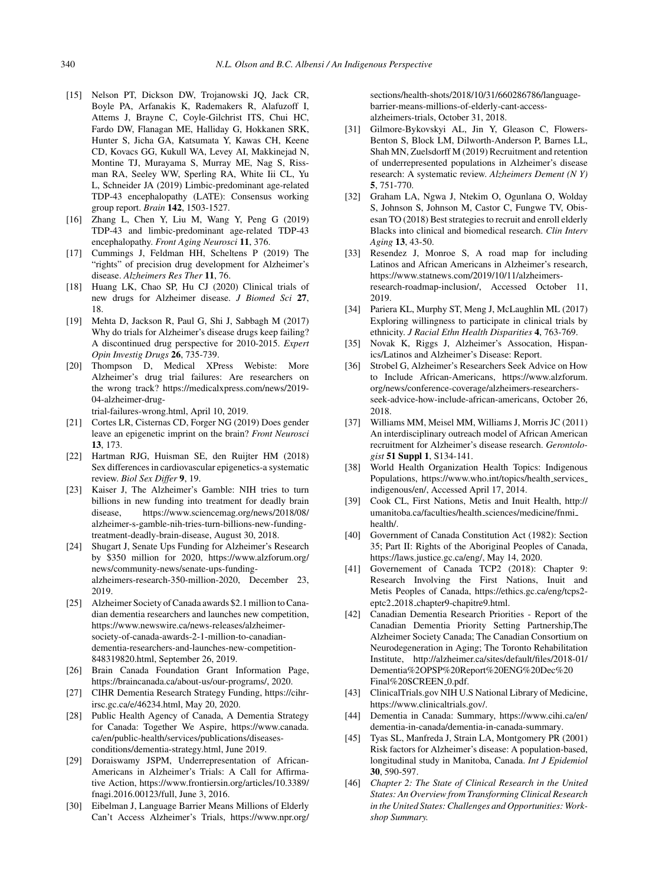[15] Nelson PT, Dickson DW, Trojanowski JQ, Jack CR, Boyle PA, Arfanakis K, Rademakers R, Alafuzoff I, Attems J, Brayne C, Coyle-Gilchrist ITS, Chui HC, Fardo DW, Flanagan ME, Halliday G, Hokkanen SRK, Hunter S, Jicha GA, Katsumata Y, Kawas CH, Keene CD, Kovacs GG, Kukull WA, Levey AI, Makkinejad N, Montine TJ, Murayama S, Murray ME, Nag S, Rissman RA, Seeley WW, Sperling RA, White Iii CL, Yu L, Schneider JA (2019) Limbic-predominant age-related TDP-43 encephalopathy (LATE): Consensus working group report. *Brain* **142**, 1503-1527.

[16] Zhang L, Chen Y, Liu M, Wang Y, Peng G (2019) TDP-43 and limbic-predominant age-related TDP-43 encephalopathy. *Front Aging Neurosci* **11**, 376.

[17] Cummings J, Feldman HH, Scheltens P (2019) The "rights" of precision drug development for Alzheimer's disease. *Alzheimers Res Ther* **11**, 76.

[18] Huang LK, Chao SP, Hu CJ (2020) Clinical trials of new drugs for Alzheimer disease. *J Biomed Sci* **27**, 18.

[19] Mehta D, Jackson R, Paul G, Shi J, Sabbagh M (2017) Why do trials for Alzheimer's disease drugs keep failing? A discontinued drug perspective for 2010-2015. *Expert Opin Investig Drugs* **26**, 735-739.

[20] Thompson D, Medical XPress Webiste: More Alzheimer's drug trial failures: Are researchers on the wrong track? https://medicalxpress.com/news/2019-04-alzheimer-drug-trial-failures-wrong.html, April 10, 2019.

[21] Cortes LR, Cisternas CD, Forger NG (2019) Does gender leave an epigenetic imprint on the brain? *Front Neurosci* **13**, 173.

[22] Hartman RJG, Huisman SE, den Ruijter HM (2018) Sex differences in cardiovascular epigenetics-a systematic review. *Biol Sex Differ* **9**, 19.

[23] Kaiser J, The Alzheimer's Gamble: NIH tries to turn billions in new funding into treatment for deadly brain disease, https://www.sciencemag.org/news/2018/08/alzheimer-s-gamble-nih-tries-turn-billions-new-funding-treatment-deadly-brain-disease, August 30, 2018.

[24] Shugart J, Senate Ups Funding for Alzheimer's Research by $350 million for 2020, https://www.alzforum.org/news/community-news/senate-ups-funding-alzheimers-research-350-million-2020, December 23, 2019.

[25] Alzheimer Society of Canada awards $2.1 million to Canadian dementia researchers and launches new competition, https://www.newswire.ca/news-releases/alzheimer-society-of-canada-awards-2-1-million-to-canadian-dementia-researchers-and-launches-new-competition-848319820.html, September 26, 2019.

[26] Brain Canada Foundation Grant Information Page, https://braincanada.ca/about-us/our-programs/, 2020.

[27] CIHR Dementia Research Strategy Funding, https://cihr-irsc.gc.ca/e/46234.html, May 20, 2020.

[28] Public Health Agency of Canada, A Dementia Strategy for Canada: Together We Aspire, https://www.canada.ca/en/public-health/services/publications/diseases-conditions/dementia-strategy.html, June 2019.

[29] Doraiswamy JSPM, Underrepresentation of African-Americans in Alzheimer's Trials: A Call for Affirmative Action, https://www.frontiersin.org/articles/10.3389/fnagi.2016.00123/full, June 3, 2016.

[30] Eibelman J, Language Barrier Means Millions of Elderly Can't Access Alzheimer's Trials, https://www.npr.org/sections/health-shots/2018/10/31/660286786/language-barrier-means-millions-of-elderly-cant-access-alzheimers-trials, October 31, 2018.

[31] Gilmore-Bykovskyi AL, Jin Y, Gleason C, Flowers-Benton S, Block LM, Dilworth-Anderson P, Barnes LL, Shah MN, Zuelsdorff M (2019) Recruitment and retention of underrepresented populations in Alzheimer's disease research: A systematic review. *Alzheimers Dement (N Y)* **5**, 751-770.

[32] Graham LA, Ngwa J, Ntekim O, Ogunlana O, Wolday S, Johnson S, Johnson M, Castor C, Fungwe TV, Obisesan TO (2018) Best strategies to recruit and enroll elderly Blacks into clinical and biomedical research. *Clin Interv Aging* **13**, 43-50.

[33] Resendez J, Monroe S, A road map for including Latinos and African Americans in Alzheimer's research, https://www.statnews.com/2019/10/11/alzheimers-research-roadmap-inclusion/, Accessed October 11, 2019.

[34] Pariera KL, Murphy ST, Meng J, McLaughlin ML (2017) Exploring willingness to participate in clinical trials by ethnicity. *J Racial Ethn Health Disparities* **4**, 763-769.

[35] Novak K, Riggs J, Alzheimer's Assocation, Hispanics/Latinos and Alzheimer's Disease: Report.

[36] Strobel G, Alzheimer's Researchers Seek Advice on How to Include African-Americans, https://www.alzforum.org/news/conference-coverage/alzheimers-researchers-seek-advice-how-include-african-americans, October 26, 2018.

[37] Williams MM, Meisel MM, Williams J, Morris JC (2011) An interdisciplinary outreach model of African American recruitment for Alzheimer's disease research. *Gerontologist* **51 Suppl 1**, S134-141.

[38] World Health Organization Health Topics: Indigenous Populations, https://www.who.int/topics/health_services_indigenous/en/, Accessed April 17, 2014.

[39] Cook CL, First Nations, Metis and Inuit Health, http://umanitoba.ca/faculties/health_sciences/medicine/fnmi_health/.

[40] Government of Canada Constitution Act (1982): Section 35; Part II: Rights of the Aboriginal Peoples of Canada, https://laws.justice.gc.ca/eng/, May 14, 2020.

[41] Governement of Canada TCP2 (2018): Chapter 9: Research Involving the First Nations, Inuit and Metis Peoples of Canada, https://ethics.gc.ca/eng/tcps2-eptc2_2018_chapter9-chapitre9.html.

[42] Canadian Dementia Research Priorities - Report of the Canadian Dementia Priority Setting Partnership,The Alzheimer Society Canada; The Canadian Consortium on Neurodegeneration in Aging; The Toronto Rehabilitation Institute, http://alzheimer.ca/sites/default/files/2018-01/Dementia%2OPSP%20Report%20ENG%20Dec%20Final%20SCREEN_0.pdf.

[43] ClinicalTrials.gov NIH U.S National Library of Medicine, https://www.clinicaltrials.gov/.

[44] Dementia in Canada: Summary, https://www.cihi.ca/en/dementia-in-canada/dementia-in-canada-summary.

[45] Tyas SL, Manfreda J, Strain LA, Montgomery PR (2001) Risk factors for Alzheimer's disease: A population-based, longitudinal study in Manitoba, Canada. *Int J Epidemiol* **30**, 590-597.

[46] *Chapter 2: The State of Clinical Research in the United States: An Overview from Transforming Clinical Research in the United States: Challenges and Opportunities: Workshop Summary.*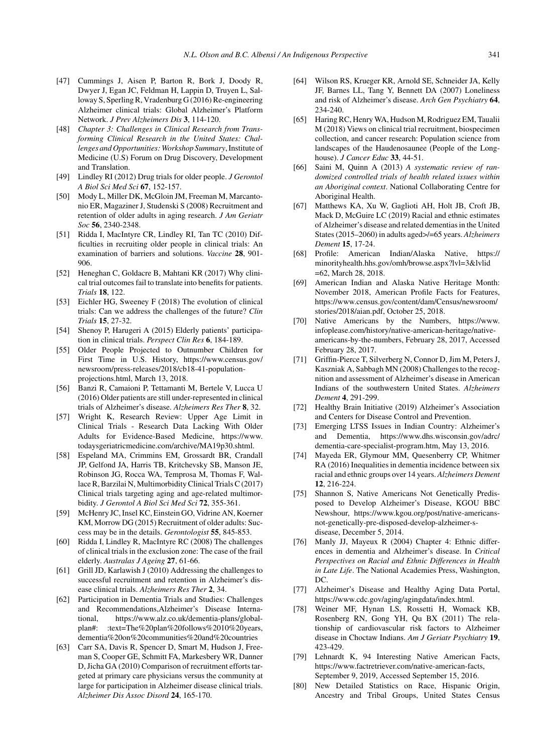[47] Cummings J, Aisen P, Barton R, Bork J, Doody R, Dwyer J, Egan JC, Feldman H, Lappin D, Truyen L, Salloway S, Sperling R, Vradenburg G (2016) Re-engineering Alzheimer clinical trials: Global Alzheimer's Platform Network. *J Prev Alzheimers Dis* **3**, 114-120.

[48] *Chapter 3: Challenges in Clinical Research from Transforming Clinical Research in the United States: Challenges and Opportunities: Workshop Summary*, Institute of Medicine (U.S) Forum on Drug Discovery, Development and Translation.

[49] Lindley RI (2012) Drug trials for older people. *J Gerontol A Biol Sci Med Sci* **67**, 152-157.

[50] Mody L, Miller DK, McGloin JM, Freeman M, Marcantonio ER, Magaziner J, Studenski S (2008) Recruitment and retention of older adults in aging research. *J Am Geriatr Soc* **56**, 2340-2348.

[51] Ridda I, MacIntyre CR, Lindley RI, Tan TC (2010) Difficulties in recruiting older people in clinical trials: An examination of barriers and solutions. *Vaccine* **28**, 901-906.

[52] Heneghan C, Goldacre B, Mahtani KR (2017) Why clinical trial outcomes fail to translate into benefits for patients. *Trials* **18**, 122.

[53] Eichler HG, Sweeney F (2018) The evolution of clinical trials: Can we address the challenges of the future? *Clin Trials* **15**, 27-32.

[54] Shenoy P, Harugeri A (2015) Elderly patients' participation in clinical trials. *Perspect Clin Res* **6**, 184-189.

[55] Older People Projected to Outnumber Children for First Time in U.S. History, https://www.census.gov/newsroom/press-releases/2018/cb18-41-population-projections.html, March 13, 2018.

[56] Banzi R, Camaioni P, Tettamanti M, Bertele V, Lucca U (2016) Older patients are still under-represented in clinical trials of Alzheimer's disease. *Alzheimers Res Ther* **8**, 32.

[57] Wright K, Research Review: Upper Age Limit in Clinical Trials - Research Data Lacking With Older Adults for Evidence-Based Medicine, https://www.todaysgeriatricmedicine.com/archive/MA19p30.shtml.

[58] Espeland MA, Crimmins EM, Grossardt BR, Crandall JP, Gelfond JA, Harris TB, Kritchevsky SB, Manson JE, Robinson JG, Rocca WA, Temprosa M, Thomas F, Wallace R, Barzilai N, Multimorbidity Clinical Trials C (2017) Clinical trials targeting aging and age-related multimorbidity. *J Gerontol A Biol Sci Med Sci* **72**, 355-361.

[59] McHenry JC, Insel KC, Einstein GO, Vidrine AN, Koerner KM, Morrow DG (2015) Recruitment of older adults: Success may be in the details. *Gerontologist* **55**, 845-853.

[60] Ridda I, Lindley R, MacIntyre RC (2008) The challenges of clinical trials in the exclusion zone: The case of the frail elderly. *Australas J Ageing* **27**, 61-66.

[61] Grill JD, Karlawish J (2010) Addressing the challenges to successful recruitment and retention in Alzheimer's disease clinical trials. *Alzheimers Res Ther* **2**, 34.

[62] Participation in Dementia Trials and Studies: Challenges and Recommendations,Alzheimer's Disease International, https://www.alz.co.uk/dementia-plans/global-plan#: :text=The%20plan%20follows%2010%20years, dementia%20on%20communities%20and%20countries

[63] Carr SA, Davis R, Spencer D, Smart M, Hudson J, Freeman S, Cooper GE, Schmitt FA, Markesbery WR, Danner D, Jicha GA (2010) Comparison of recruitment efforts targeted at primary care physicians versus the community at large for participation in Alzheimer disease clinical trials. *Alzheimer Dis Assoc Disord* **24**, 165-170.

[64] Wilson RS, Krueger KR, Arnold SE, Schneider JA, Kelly JF, Barnes LL, Tang Y, Bennett DA (2007) Loneliness and risk of Alzheimer's disease. *Arch Gen Psychiatry* **64**, 234-240.

[65] Haring RC, Henry WA, Hudson M, Rodriguez EM, Taualii M (2018) Views on clinical trial recruitment, biospecimen collection, and cancer research: Population science from landscapes of the Haudenosaunee (People of the Longhouse). *J Cancer Educ* **33**, 44-51.

[66] Saini M, Quinn A (2013) *A systematic review of randomized controlled trials of health related issues within an Aboriginal context*. National Collaborating Centre for Aboriginal Health.

[67] Matthews KA, Xu W, Gaglioti AH, Holt JB, Croft JB, Mack D, McGuire LC (2019) Racial and ethnic estimates of Alzheimer's disease and related dementias in the United States (2015–2060) in adults aged>/=65 years. *Alzheimers Dement* **15**, 17-24.

[68] Profile: American Indian/Alaska Native, https://minorityhealth.hhs.gov/omh/browse.aspx?lvl=3&lvlid=62, March 28, 2018.

[69] American Indian and Alaska Native Heritage Month: November 2018, American Profile Facts for Features, https://www.census.gov/content/dam/Census/newsroom/stories/2018/aian.pdf, October 25, 2018.

[70] Native Americans by the Numbers, https://www.infoplease.com/history/native-american-heritage/native-americans-by-the-numbers, February 28, 2017, Accessed February 28, 2017.

[71] Griffin-Pierce T, Silverberg N, Connor D, Jim M, Peters J, Kaszniak A, Sabbagh MN (2008) Challenges to the recognition and assessment of Alzheimer's disease in American Indians of the southwestern United States. *Alzheimers Dement* **4**, 291-299.

[72] Healthy Brain Initiative (2019) Alzheimer's Association and Centers for Disease Control and Prevention.

[73] Emerging LTSS Issues in Indian Country: Alzheimer's and Dementia, https://www.dhs.wisconsin.gov/adrc/dementia-care-specialist-program.htm, May 13, 2016.

[74] Mayeda ER, Glymour MM, Quesenberry CP, Whitmer RA (2016) Inequalities in dementia incidence between six racial and ethnic groups over 14 years. *Alzheimers Dement* **12**, 216-224.

[75] Shannon S, Native Americans Not Genetically Predisposed to Develop Alzheimer's Disease, KGOU BBC Newshour, https://www.kgou.org/post/native-americans-not-genetically-pre-disposed-develop-alzheimer-s-disease, December 5, 2014.

[76] Manly JJ, Mayeux R (2004) Chapter 4: Ethnic differences in dementia and Alzheimer's disease. In *Critical Perspectives on Racial and Ethnic Differences in Health in Late Life*. The National Academies Press, Washington, DC.

[77] Alzheimer's Disease and Healthy Aging Data Portal, https://www.cdc.gov/aging/agingdata/index.html.

[78] Weiner MF, Hynan LS, Rossetti H, Womack KB, Rosenberg RN, Gong YH, Qu BX (2011) The relationship of cardiovascular risk factors to Alzheimer disease in Choctaw Indians. *Am J Geriatr Psychiatry* **19**, 423-429.

[79] Lehnardt K, 94 Interesting Native American Facts, https://www.factretriever.com/native-american-facts, September 9, 2019, Accessed September 15, 2016.

[80] New Detailed Statistics on Race, Hispanic Origin, Ancestry and Tribal Groups, United States Census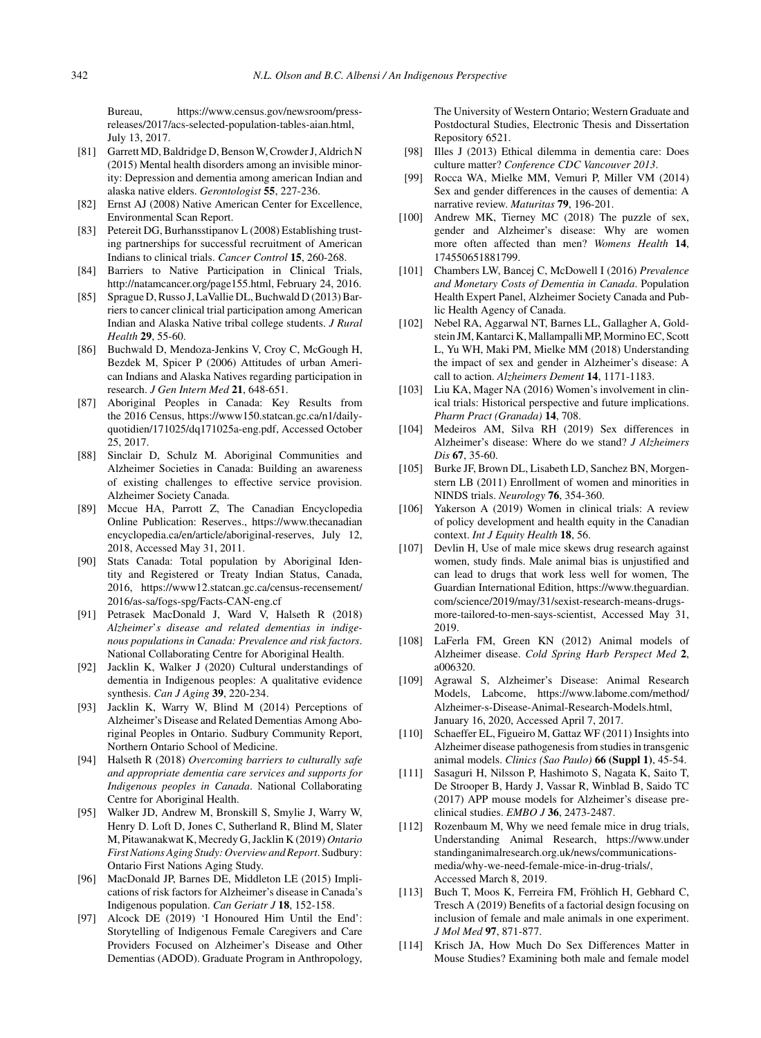Bureau, https://www.census.gov/newsroom/press-releases/2017/acs-selected-population-tables-aian.html, July 13, 2017.

- [81] Garrett MD, Baldridge D, Benson W, Crowder J, Aldrich N (2015) Mental health disorders among an invisible minority: Depression and dementia among american Indian and alaska native elders. *Gerontologist* **55**, 227-236.
- [82] Ernst AJ (2008) Native American Center for Excellence, Environmental Scan Report.
- [83] Petereit DG, Burhansstipanov L (2008) Establishing trusting partnerships for successful recruitment of American Indians to clinical trials. *Cancer Control* **15**, 260-268.
- [84] Barriers to Native Participation in Clinical Trials, http://natamcancer.org/page155.html, February 24, 2016.
- [85] Sprague D, Russo J, LaVallie DL, Buchwald D (2013) Barriers to cancer clinical trial participation among American Indian and Alaska Native tribal college students. *J Rural Health* **29**, 55-60.
- [86] Buchwald D, Mendoza-Jenkins V, Croy C, McGough H, Bezdek M, Spicer P (2006) Attitudes of urban American Indians and Alaska Natives regarding participation in research. *J Gen Intern Med* **21**, 648-651.
- [87] Aboriginal Peoples in Canada: Key Results from the 2016 Census, https://www150.statcan.gc.ca/n1/daily-quotidien/171025/dq171025a-eng.pdf, Accessed October 25, 2017.
- [88] Sinclair D, Schulz M. Aboriginal Communities and Alzheimer Societies in Canada: Building an awareness of existing challenges to effective service provision. Alzheimer Society Canada.
- [89] Mccue HA, Parrott Z, The Canadian Encyclopedia Online Publication: Reserves., https://www.thecanadianencyclopedia.ca/en/article/aboriginal-reserves, July 12, 2018, Accessed May 31, 2011.
- [90] Stats Canada: Total population by Aboriginal Identity and Registered or Treaty Indian Status, Canada, 2016, https://www12.statcan.gc.ca/census-recensement/2016/as-sa/fogs-spg/Facts-CAN-eng.cf
- [91] Petrasek MacDonald J, Ward V, Halseth R (2018) *Alzheimer's disease and related dementias in indigenous populations in Canada: Prevalence and risk factors*. National Collaborating Centre for Aboriginal Health.
- [92] Jacklin K, Walker J (2020) Cultural understandings of dementia in Indigenous peoples: A qualitative evidence synthesis. *Can J Aging* **39**, 220-234.
- [93] Jacklin K, Warry W, Blind M (2014) Perceptions of Alzheimer's Disease and Related Dementias Among Aboriginal Peoples in Ontario. Sudbury Community Report, Northern Ontario School of Medicine.
- [94] Halseth R (2018) *Overcoming barriers to culturally safe and appropriate dementia care services and supports for Indigenous peoples in Canada*. National Collaborating Centre for Aboriginal Health.
- [95] Walker JD, Andrew M, Bronskill S, Smylie J, Warry W, Henry D. Loft D, Jones C, Sutherland R, Blind M, Slater M, Pitawanakwat K, Mecredy G, Jacklin K (2019) *Ontario First Nations Aging Study: Overview and Report*. Sudbury: Ontario First Nations Aging Study.
- [96] MacDonald JP, Barnes DE, Middleton LE (2015) Implications of risk factors for Alzheimer's disease in Canada's Indigenous population. *Can Geriatr J* **18**, 152-158.
- [97] Alcock DE (2019) 'I Honoured Him Until the End': Storytelling of Indigenous Female Caregivers and Care Providers Focused on Alzheimer's Disease and Other Dementias (ADOD). Graduate Program in Anthropology, The University of Western Ontario; Western Graduate and Postdoctoral Studies, Electronic Thesis and Dissertation Repository 6521.
- [98] Illes J (2013) Ethical dilemma in dementia care: Does culture matter? *Conference CDC Vancouver 2013*.
- [99] Rocca WA, Mielke MM, Vemuri P, Miller VM (2014) Sex and gender differences in the causes of dementia: A narrative review. *Maturitas* **79**, 196-201.
- [100] Andrew MK, Tierney MC (2018) The puzzle of sex, gender and Alzheimer's disease: Why are women more often affected than men? *Womens Health* **14**, 174550651881799.
- [101] Chambers LW, Bancej C, McDowell I (2016) *Prevalence and Monetary Costs of Dementia in Canada*. Population Health Expert Panel, Alzheimer Society Canada and Public Health Agency of Canada.
- [102] Nebel RA, Aggarwal NT, Barnes LL, Gallagher A, Goldstein JM, Kantarci K, Mallampalli MP, Mormino EC, Scott L, Yu WH, Maki PM, Mielke MM (2018) Understanding the impact of sex and gender in Alzheimer's disease: A call to action. *Alzheimers Dement* **14**, 1171-1183.
- [103] Liu KA, Mager NA (2016) Women's involvement in clinical trials: Historical perspective and future implications. *Pharm Pract (Granada)* **14**, 708.
- [104] Medeiros AM, Silva RH (2019) Sex differences in Alzheimer's disease: Where do we stand? *J Alzheimers Dis* **67**, 35-60.
- [105] Burke JF, Brown DL, Lisabeth LD, Sanchez BN, Morgenstern LB (2011) Enrollment of women and minorities in NINDS trials. *Neurology* **76**, 354-360.
- [106] Yakerson A (2019) Women in clinical trials: A review of policy development and health equity in the Canadian context. *Int J Equity Health* **18**, 56.
- [107] Devlin H, Use of male mice skews drug research against women, study finds. Male animal bias is unjustified and can lead to drugs that work less well for women, The Guardian International Edition, https://www.theguardian.com/science/2019/may/31/sexist-research-means-drugs-more-tailored-to-men-says-scientist, Accessed May 31, 2019.
- [108] LaFerla FM, Green KN (2012) Animal models of Alzheimer disease. *Cold Spring Harb Perspect Med* **2**, a006320.
- [109] Agrawal S, Alzheimer's Disease: Animal Research Models, Labcome, https://www.labome.com/method/Alzheimer-s-Disease-Animal-Research-Models.html, January 16, 2020, Accessed April 7, 2017.
- [110] Schaeffer EL, Figueiro M, Gattaz WF (2011) Insights into Alzheimer disease pathogenesis from studies in transgenic animal models. *Clinics (Sao Paulo)* **66 (Suppl 1)**, 45-54.
- [111] Sasaguri H, Nilsson P, Hashimoto S, Nagata K, Saito T, De Strooper B, Hardy J, Vassar R, Winblad B, Saido TC (2017) APP mouse models for Alzheimer's disease preclinical studies. *EMBO J* **36**, 2473-2487.
- [112] Rozenbaum M, Why we need female mice in drug trials, Understanding Animal Research, https://www.understandinganimalresearch.org.uk/news/communications-media/why-we-need-female-mice-in-drug-trials/, Accessed March 8, 2019.
- [113] Buch T, Moos K, Ferreira FM, Fröhlich H, Gebhard C, Tresch A (2019) Benefits of a factorial design focusing on inclusion of female and male animals in one experiment. *J Mol Med* **97**, 871-877.
- [114] Krisch JA, How Much Do Sex Differences Matter in Mouse Studies? Examining both male and female model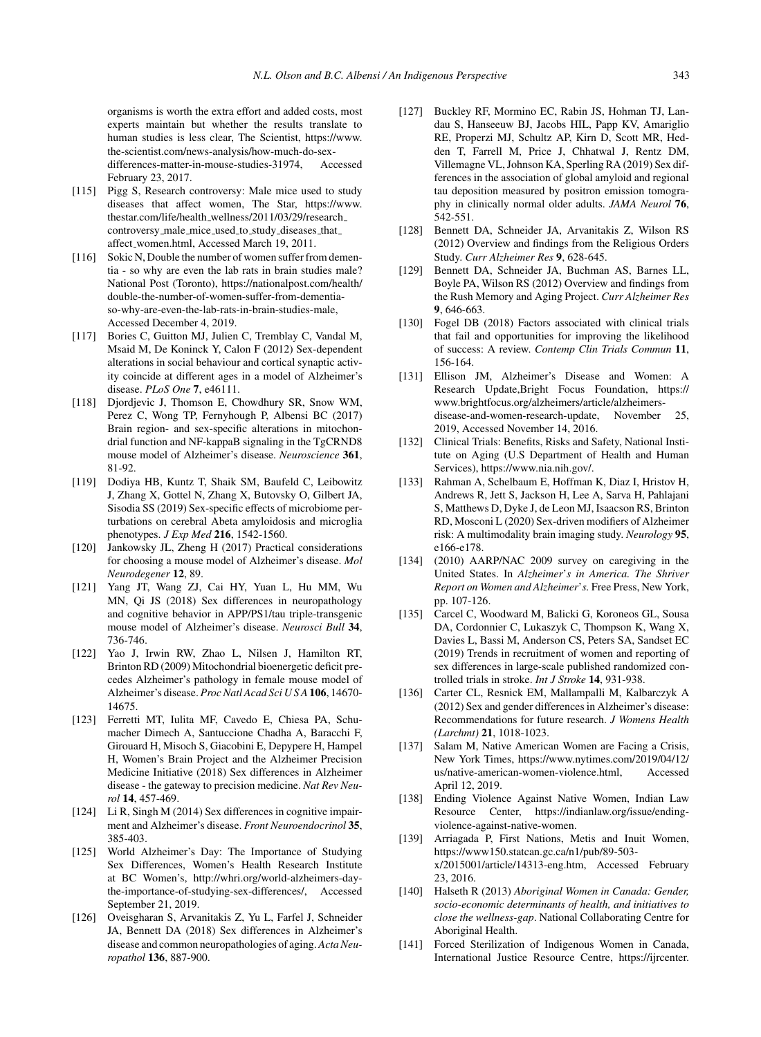organisms is worth the extra effort and added costs, most experts maintain but whether the results translate to human studies is less clear, The Scientist, https://www.the-scientist.com/news-analysis/how-much-do-sex-differences-matter-in-mouse-studies-31974, Accessed February 23, 2017.

[115] Pigg S, Research controversy: Male mice used to study diseases that affect women, The Star, https://www.thestar.com/life/health_wellness/2011/03/29/research_controversy_male_mice_used_to_study_diseases_that_affect_women.html, Accessed March 19, 2011.

[116] Sokic N, Double the number of women suffer from dementia - so why are even the lab rats in brain studies male? National Post (Toronto), https://nationalpost.com/health/double-the-number-of-women-suffer-from-dementia-so-why-are-even-the-lab-rats-in-brain-studies-male, Accessed December 4, 2019.

[117] Bories C, Guitton MJ, Julien C, Tremblay C, Vandal M, Msaid M, De Koninck Y, Calon F (2012) Sex-dependent alterations in social behaviour and cortical synaptic activity coincide at different ages in a model of Alzheimer's disease. *PLoS One* **7**, e46111.

[118] Djordjevic J, Thomson E, Chowdhury SR, Snow WM, Perez C, Wong TP, Fernyhough P, Albensi BC (2017) Brain region- and sex-specific alterations in mitochondrial function and NF-kappaB signaling in the TgCRND8 mouse model of Alzheimer's disease. *Neuroscience* **361**, 81-92.

[119] Dodiya HB, Kuntz T, Shaik SM, Baufeld C, Leibowitz J, Zhang X, Gottel N, Zhang X, Butovsky O, Gilbert JA, Sisodia SS (2019) Sex-specific effects of microbiome perturbations on cerebral Abeta amyloidosis and microglia phenotypes. *J Exp Med* **216**, 1542-1560.

[120] Jankowsky JL, Zheng H (2017) Practical considerations for choosing a mouse model of Alzheimer's disease. *Mol Neurodegener* **12**, 89.

[121] Yang JT, Wang ZJ, Cai HY, Yuan L, Hu MM, Wu MN, Qi JS (2018) Sex differences in neuropathology and cognitive behavior in APP/PS1/tau triple-transgenic mouse model of Alzheimer's disease. *Neurosci Bull* **34**, 736-746.

[122] Yao J, Irwin RW, Zhao L, Nilsen J, Hamilton RT, Brinton RD (2009) Mitochondrial bioenergetic deficit precedes Alzheimer's pathology in female mouse model of Alzheimer's disease. *Proc Natl Acad Sci U S A* **106**, 14670-14675.

[123] Ferretti MT, Iulita MF, Cavedo E, Chiesa PA, Schumacher Dimech A, Santuccione Chadha A, Baracchi F, Girouard H, Misoch S, Giacobini E, Depypere H, Hampel H, Women's Brain Project and the Alzheimer Precision Medicine Initiative (2018) Sex differences in Alzheimer disease - the gateway to precision medicine. *Nat Rev Neurol* **14**, 457-469.

[124] Li R, Singh M (2014) Sex differences in cognitive impairment and Alzheimer's disease. *Front Neuroendocrinol* **35**, 385-403.

[125] World Alzheimer's Day: The Importance of Studying Sex Differences, Women's Health Research Institute at BC Women's, http://whri.org/world-alzheimers-day-the-importance-of-studying-sex-differences/, Accessed September 21, 2019.

[126] Oveisgharan S, Arvanitakis Z, Yu L, Farfel J, Schneider JA, Bennett DA (2018) Sex differences in Alzheimer's disease and common neuropathologies of aging. *Acta Neuropathol* **136**, 887-900.

[127] Buckley RF, Mormino EC, Rabin JS, Hohman TJ, Landau S, Hanseeuw BJ, Jacobs HIL, Papp KV, Amariglio RE, Properzi MJ, Schultz AP, Kirn D, Scott MR, Hedden T, Farrell M, Price J, Chhatwal J, Rentz DM, Villemagne VL, Johnson KA, Sperling RA (2019) Sex differences in the association of global amyloid and regional tau deposition measured by positron emission tomography in clinically normal older adults. *JAMA Neurol* **76**, 542-551.

[128] Bennett DA, Schneider JA, Arvanitakis Z, Wilson RS (2012) Overview and findings from the Religious Orders Study. *Curr Alzheimer Res* **9**, 628-645.

[129] Bennett DA, Schneider JA, Buchman AS, Barnes LL, Boyle PA, Wilson RS (2012) Overview and findings from the Rush Memory and Aging Project. *Curr Alzheimer Res* **9**, 646-663.

[130] Fogel DB (2018) Factors associated with clinical trials that fail and opportunities for improving the likelihood of success: A review. *Contemp Clin Trials Commun* **11**, 156-164.

[131] Ellison JM, Alzheimer's Disease and Women: A Research Update,Bright Focus Foundation, https://www.brightfocus.org/alzheimers/article/alzheimers-disease-and-women-research-update, November 25, 2019, Accessed November 14, 2016.

[132] Clinical Trials: Benefits, Risks and Safety, National Institute on Aging (U.S Department of Health and Human Services), https://www.nia.nih.gov/.

[133] Rahman A, Schelbaum E, Hoffman K, Diaz I, Hristov H, Andrews R, Jett S, Jackson H, Lee A, Sarva H, Pahlajani S, Matthews D, Dyke J, de Leon MJ, Isaacson RS, Brinton RD, Mosconi L (2020) Sex-driven modifiers of Alzheimer risk: A multimodality brain imaging study. *Neurology* **95**, e166-e178.

[134] (2010) AARP/NAC 2009 survey on caregiving in the United States. In *Alzheimer's in America. The Shriver Report on Women and Alzheimer's*. Free Press, New York, pp. 107-126.

[135] Carcel C, Woodward M, Balicki G, Koroneos GL, Sousa DA, Cordonnier C, Lukaszyk C, Thompson K, Wang X, Davies L, Bassi M, Anderson CS, Peters SA, Sandset EC (2019) Trends in recruitment of women and reporting of sex differences in large-scale published randomized controlled trials in stroke. *Int J Stroke* **14**, 931-938.

[136] Carter CL, Resnick EM, Mallampalli M, Kalbarczyk A (2012) Sex and gender differences in Alzheimer's disease: Recommendations for future research. *J Womens Health (Larchmt)* **21**, 1018-1023.

[137] Salam M, Native American Women are Facing a Crisis, New York Times, https://www.nytimes.com/2019/04/12/us/native-american-women-violence.html, Accessed April 12, 2019.

[138] Ending Violence Against Native Women, Indian Law Resource Center, https://indianlaw.org/issue/ending-violence-against-native-women.

[139] Arriagada P, First Nations, Metis and Inuit Women, https://www150.statcan.gc.ca/n1/pub/89-503-x/2015001/article/14313-eng.htm, Accessed February 23, 2016.

[140] Halseth R (2013) *Aboriginal Women in Canada: Gender, socio-economic determinants of health, and initiatives to close the wellness-gap*. National Collaborating Centre for Aboriginal Health.

[141] Forced Sterilization of Indigenous Women in Canada, International Justice Resource Centre, https://ijrcenter.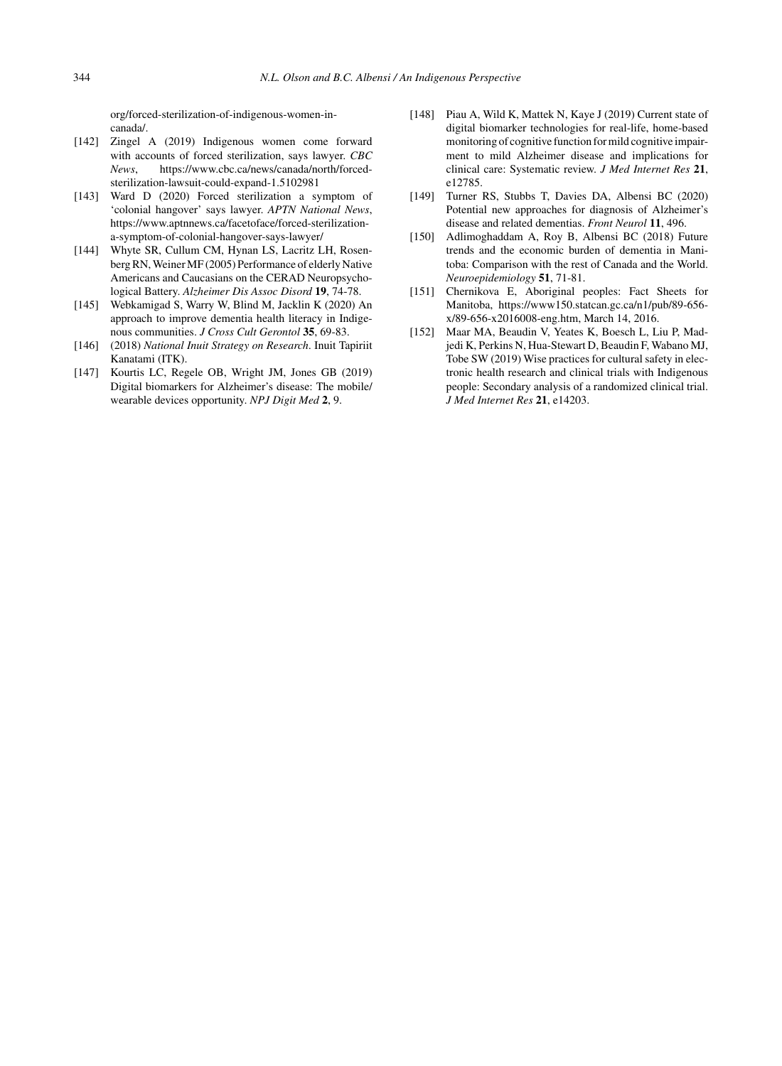org/forced-sterilization-of-indigenous-women-in-canada/.

[142] Zingel A (2019) Indigenous women come forward with accounts of forced sterilization, says lawyer. *CBC News*, https://www.cbc.ca/news/canada/north/forced-sterilization-lawsuit-could-expand-1.5102981

[143] Ward D (2020) Forced sterilization a symptom of 'colonial hangover' says lawyer. *APTN National News*, https://www.aptnnews.ca/facetoface/forced-sterilization-a-symptom-of-colonial-hangover-says-lawyer/

[144] Whyte SR, Cullum CM, Hynan LS, Lacritz LH, Rosenberg RN, Weiner MF (2005) Performance of elderly Native Americans and Caucasians on the CERAD Neuropsychological Battery. *Alzheimer Dis Assoc Disord* **19**, 74-78.

[145] Webkamigad S, Warry W, Blind M, Jacklin K (2020) An approach to improve dementia health literacy in Indigenous communities. *J Cross Cult Gerontol* **35**, 69-83.

[146] (2018) *National Inuit Strategy on Research*. Inuit Tapiriit Kanatami (ITK).

[147] Kourtis LC, Regele OB, Wright JM, Jones GB (2019) Digital biomarkers for Alzheimer's disease: The mobile/wearable devices opportunity. *NPJ Digit Med* **2**, 9.

[148] Piau A, Wild K, Mattek N, Kaye J (2019) Current state of digital biomarker technologies for real-life, home-based monitoring of cognitive function for mild cognitive impairment to mild Alzheimer disease and implications for clinical care: Systematic review. *J Med Internet Res* **21**, e12785.

[149] Turner RS, Stubbs T, Davies DA, Albensi BC (2020) Potential new approaches for diagnosis of Alzheimer's disease and related dementias. *Front Neurol* **11**, 496.

[150] Adlimoghaddam A, Roy B, Albensi BC (2018) Future trends and the economic burden of dementia in Manitoba: Comparison with the rest of Canada and the World. *Neuroepidemiology* **51**, 71-81.

[151] Chernikova E, Aboriginal peoples: Fact Sheets for Manitoba, https://www150.statcan.gc.ca/n1/pub/89-656-x/89-656-x2016008-eng.htm, March 14, 2016.

[152] Maar MA, Beaudin V, Yeates K, Boesch L, Liu P, Madjedi K, Perkins N, Hua-Stewart D, Beaudin F, Wabano MJ, Tobe SW (2019) Wise practices for cultural safety in electronic health research and clinical trials with Indigenous people: Secondary analysis of a randomized clinical trial. *J Med Internet Res* **21**, e14203.